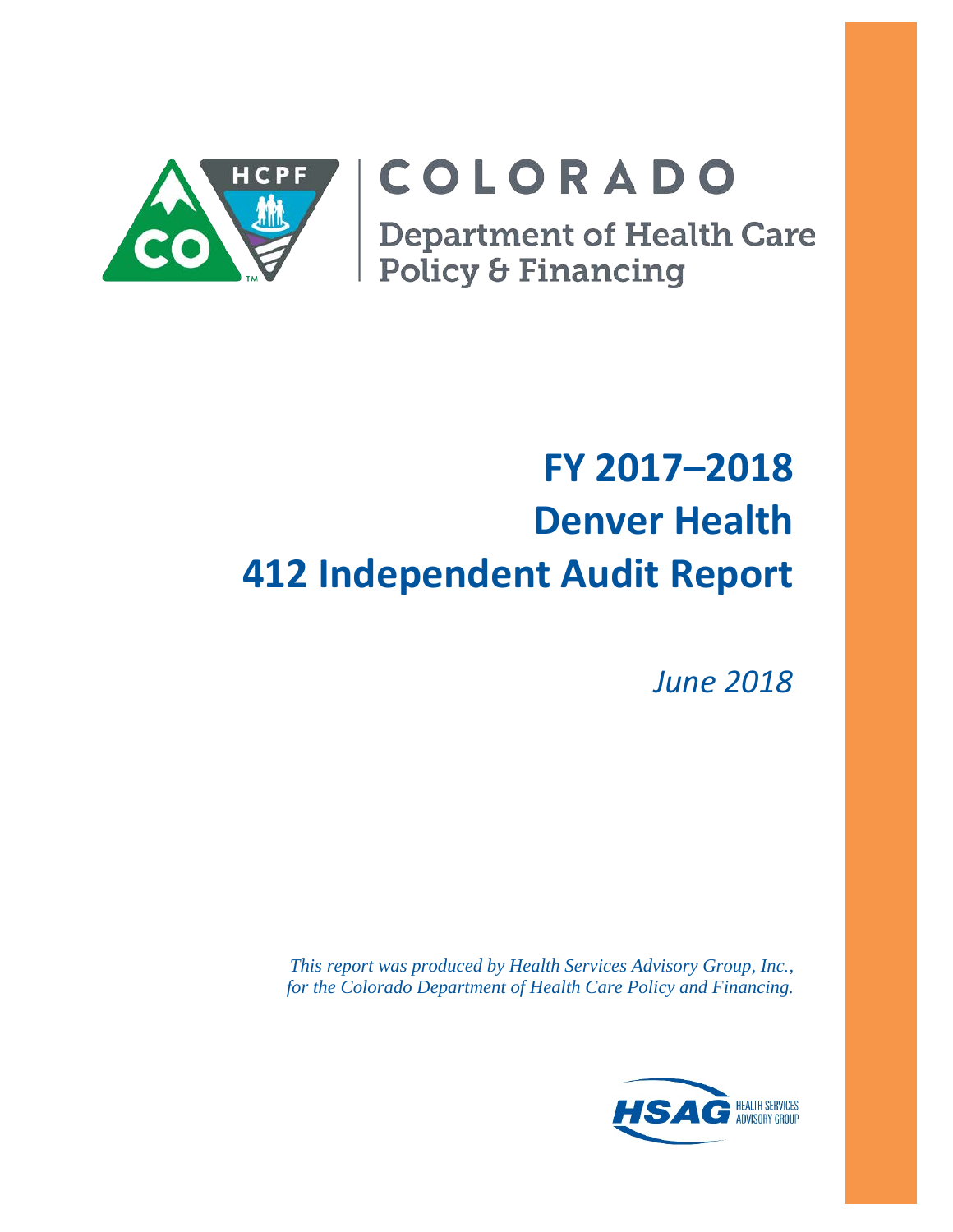COLORADO

Department of Health Care Policy & Financing

# FY 2017–2018
# Denver Health
# 412 Independent Audit Report

*June 2018*

*This report was produced by Health Services Advisory Group, Inc., for the Colorado Department of Health Care Policy and Financing.*

HSAG HEALTH SERVICES ADVISORY GROUP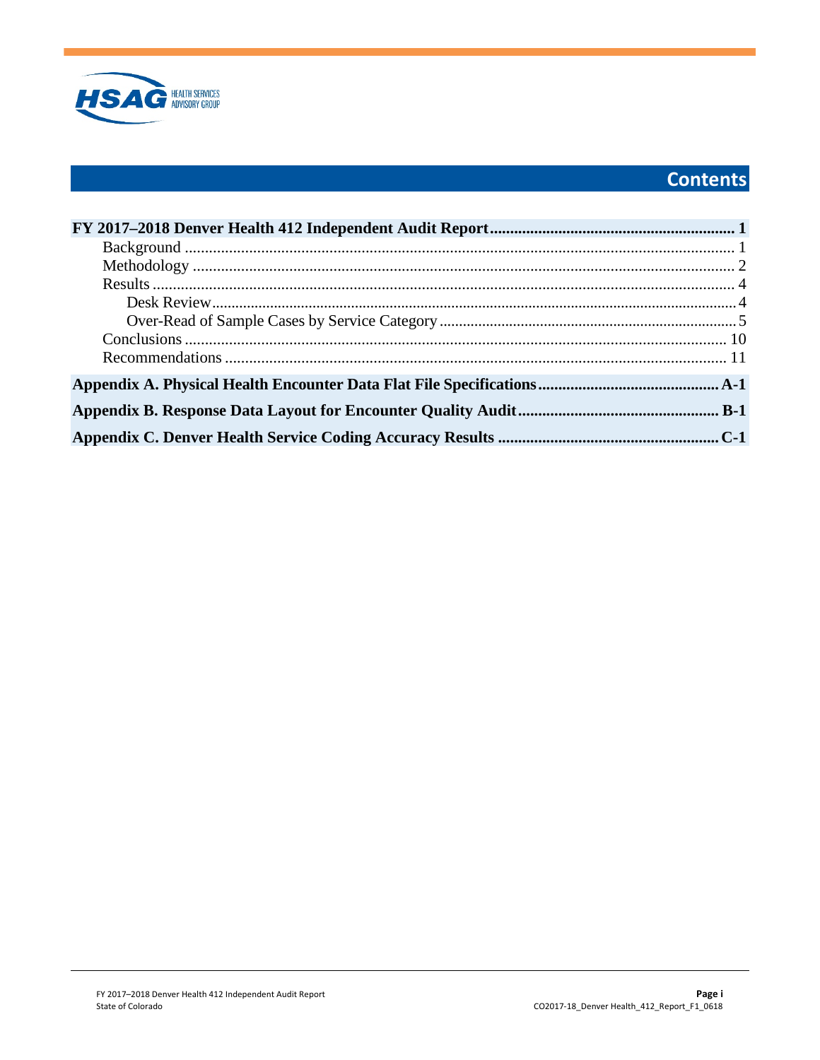# Contents

**FY 2017–2018 Denver Health 412 Independent Audit Report** ........ **1**

- Background ........ 1
- Methodology ........ 2
- Results ........ 4
  - Desk Review ........ 4
  - Over-Read of Sample Cases by Service Category ........ 5
- Conclusions ........ 10
- Recommendations ........ 11

**Appendix A. Physical Health Encounter Data Flat File Specifications** ........ **A-1**

**Appendix B. Response Data Layout for Encounter Quality Audit** ........ **B-1**

**Appendix C. Denver Health Service Coding Accuracy Results** ........ **C-1**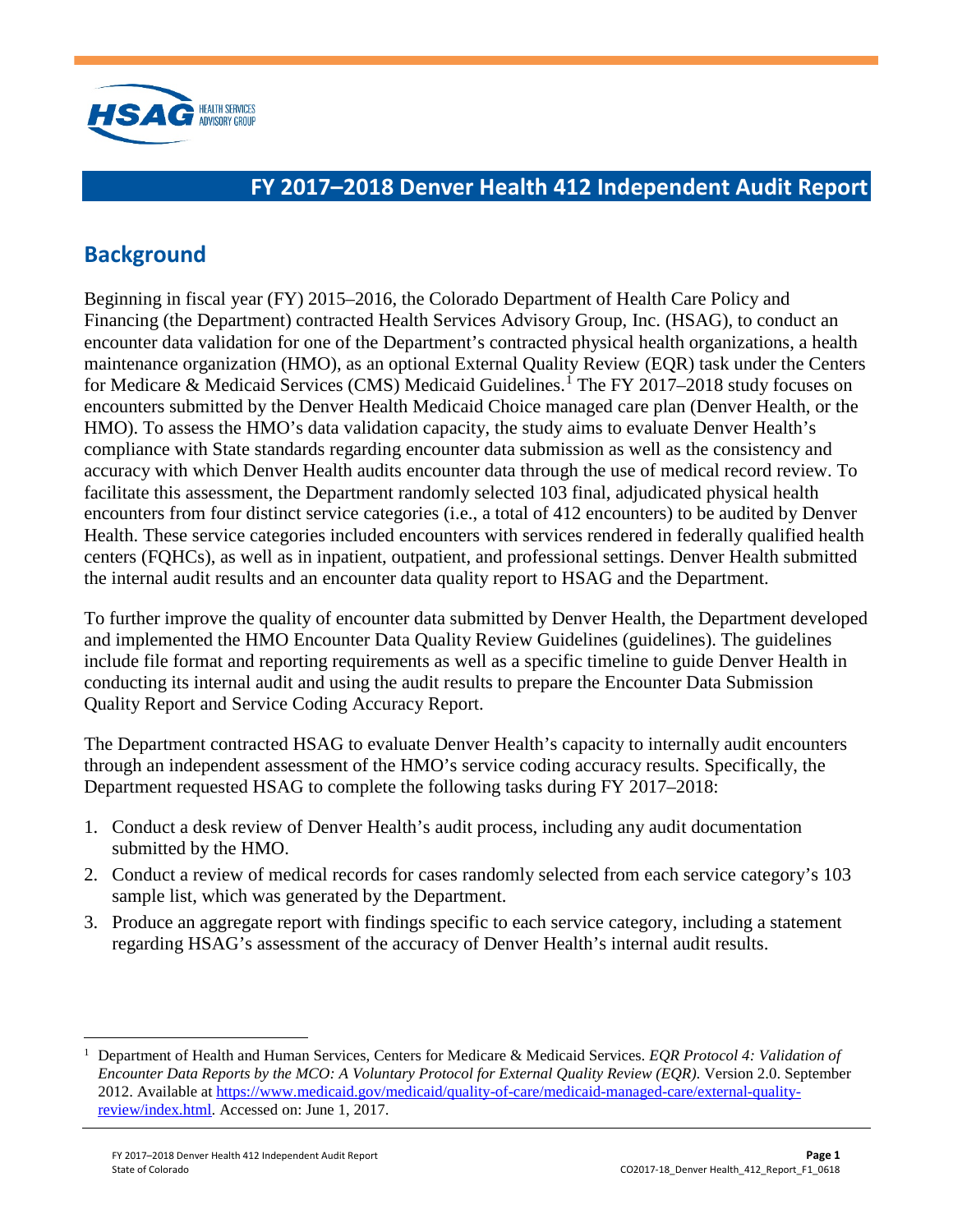# FY 2017–2018 Denver Health 412 Independent Audit Report

## Background

Beginning in fiscal year (FY) 2015–2016, the Colorado Department of Health Care Policy and Financing (the Department) contracted Health Services Advisory Group, Inc. (HSAG), to conduct an encounter data validation for one of the Department's contracted physical health organizations, a health maintenance organization (HMO), as an optional External Quality Review (EQR) task under the Centers for Medicare & Medicaid Services (CMS) Medicaid Guidelines.[1] The FY 2017–2018 study focuses on encounters submitted by the Denver Health Medicaid Choice managed care plan (Denver Health, or the HMO). To assess the HMO's data validation capacity, the study aims to evaluate Denver Health's compliance with State standards regarding encounter data submission as well as the consistency and accuracy with which Denver Health audits encounter data through the use of medical record review. To facilitate this assessment, the Department randomly selected 103 final, adjudicated physical health encounters from four distinct service categories (i.e., a total of 412 encounters) to be audited by Denver Health. These service categories included encounters with services rendered in federally qualified health centers (FQHCs), as well as in inpatient, outpatient, and professional settings. Denver Health submitted the internal audit results and an encounter data quality report to HSAG and the Department.

To further improve the quality of encounter data submitted by Denver Health, the Department developed and implemented the HMO Encounter Data Quality Review Guidelines (guidelines). The guidelines include file format and reporting requirements as well as a specific timeline to guide Denver Health in conducting its internal audit and using the audit results to prepare the Encounter Data Submission Quality Report and Service Coding Accuracy Report.

The Department contracted HSAG to evaluate Denver Health's capacity to internally audit encounters through an independent assessment of the HMO's service coding accuracy results. Specifically, the Department requested HSAG to complete the following tasks during FY 2017–2018:

1. Conduct a desk review of Denver Health's audit process, including any audit documentation submitted by the HMO.
2. Conduct a review of medical records for cases randomly selected from each service category's 103 sample list, which was generated by the Department.
3. Produce an aggregate report with findings specific to each service category, including a statement regarding HSAG's assessment of the accuracy of Denver Health's internal audit results.

---

[1] Department of Health and Human Services, Centers for Medicare & Medicaid Services. *EQR Protocol 4: Validation of Encounter Data Reports by the MCO: A Voluntary Protocol for External Quality Review (EQR)*. Version 2.0. September 2012. Available at https://www.medicaid.gov/medicaid/quality-of-care/medicaid-managed-care/external-quality-review/index.html. Accessed on: June 1, 2017.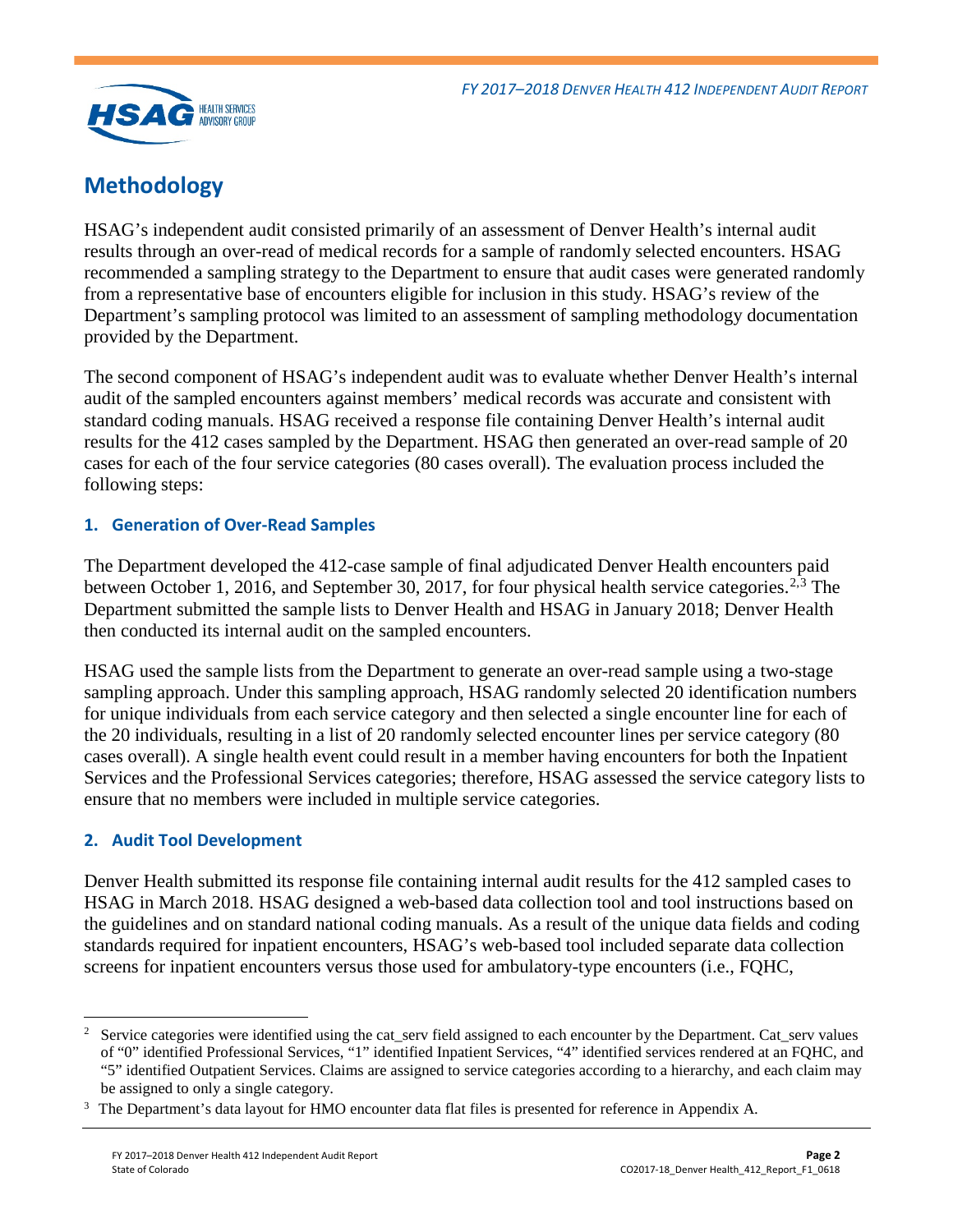## Methodology

HSAG's independent audit consisted primarily of an assessment of Denver Health's internal audit results through an over-read of medical records for a sample of randomly selected encounters. HSAG recommended a sampling strategy to the Department to ensure that audit cases were generated randomly from a representative base of encounters eligible for inclusion in this study. HSAG's review of the Department's sampling protocol was limited to an assessment of sampling methodology documentation provided by the Department.

The second component of HSAG's independent audit was to evaluate whether Denver Health's internal audit of the sampled encounters against members' medical records was accurate and consistent with standard coding manuals. HSAG received a response file containing Denver Health's internal audit results for the 412 cases sampled by the Department. HSAG then generated an over-read sample of 20 cases for each of the four service categories (80 cases overall). The evaluation process included the following steps:

### 1. Generation of Over-Read Samples

The Department developed the 412-case sample of final adjudicated Denver Health encounters paid between October 1, 2016, and September 30, 2017, for four physical health service categories.[2,3] The Department submitted the sample lists to Denver Health and HSAG in January 2018; Denver Health then conducted its internal audit on the sampled encounters.

HSAG used the sample lists from the Department to generate an over-read sample using a two-stage sampling approach. Under this sampling approach, HSAG randomly selected 20 identification numbers for unique individuals from each service category and then selected a single encounter line for each of the 20 individuals, resulting in a list of 20 randomly selected encounter lines per service category (80 cases overall). A single health event could result in a member having encounters for both the Inpatient Services and the Professional Services categories; therefore, HSAG assessed the service category lists to ensure that no members were included in multiple service categories.

### 2. Audit Tool Development

Denver Health submitted its response file containing internal audit results for the 412 sampled cases to HSAG in March 2018. HSAG designed a web-based data collection tool and tool instructions based on the guidelines and on standard national coding manuals. As a result of the unique data fields and coding standards required for inpatient encounters, HSAG's web-based tool included separate data collection screens for inpatient encounters versus those used for ambulatory-type encounters (i.e., FQHC,

---

[2] Service categories were identified using the cat_serv field assigned to each encounter by the Department. Cat_serv values of "0" identified Professional Services, "1" identified Inpatient Services, "4" identified services rendered at an FQHC, and "5" identified Outpatient Services. Claims are assigned to service categories according to a hierarchy, and each claim may be assigned to only a single category.

[3] The Department's data layout for HMO encounter data flat files is presented for reference in Appendix A.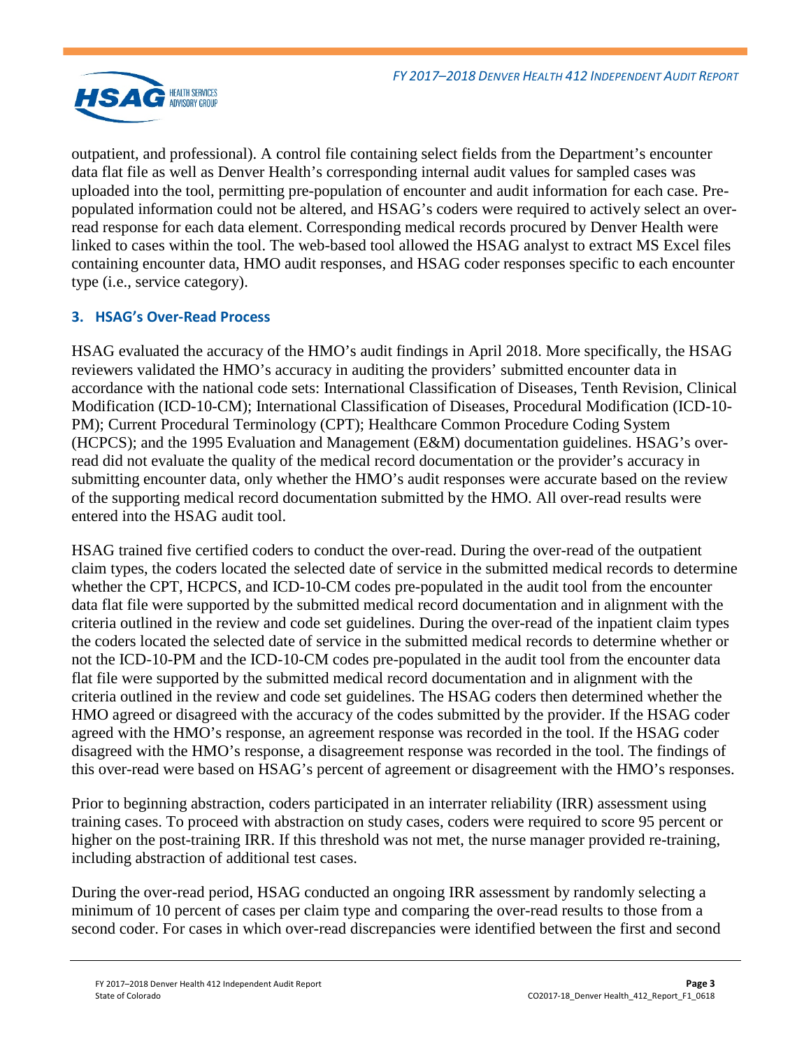outpatient, and professional). A control file containing select fields from the Department's encounter data flat file as well as Denver Health's corresponding internal audit values for sampled cases was uploaded into the tool, permitting pre-population of encounter and audit information for each case. Pre-populated information could not be altered, and HSAG's coders were required to actively select an over-read response for each data element. Corresponding medical records procured by Denver Health were linked to cases within the tool. The web-based tool allowed the HSAG analyst to extract MS Excel files containing encounter data, HMO audit responses, and HSAG coder responses specific to each encounter type (i.e., service category).

### 3. HSAG's Over-Read Process

HSAG evaluated the accuracy of the HMO's audit findings in April 2018. More specifically, the HSAG reviewers validated the HMO's accuracy in auditing the providers' submitted encounter data in accordance with the national code sets: International Classification of Diseases, Tenth Revision, Clinical Modification (ICD-10-CM); International Classification of Diseases, Procedural Modification (ICD-10-PM); Current Procedural Terminology (CPT); Healthcare Common Procedure Coding System (HCPCS); and the 1995 Evaluation and Management (E&M) documentation guidelines. HSAG's over-read did not evaluate the quality of the medical record documentation or the provider's accuracy in submitting encounter data, only whether the HMO's audit responses were accurate based on the review of the supporting medical record documentation submitted by the HMO. All over-read results were entered into the HSAG audit tool.

HSAG trained five certified coders to conduct the over-read. During the over-read of the outpatient claim types, the coders located the selected date of service in the submitted medical records to determine whether the CPT, HCPCS, and ICD-10-CM codes pre-populated in the audit tool from the encounter data flat file were supported by the submitted medical record documentation and in alignment with the criteria outlined in the review and code set guidelines. During the over-read of the inpatient claim types the coders located the selected date of service in the submitted medical records to determine whether or not the ICD-10-PM and the ICD-10-CM codes pre-populated in the audit tool from the encounter data flat file were supported by the submitted medical record documentation and in alignment with the criteria outlined in the review and code set guidelines. The HSAG coders then determined whether the HMO agreed or disagreed with the accuracy of the codes submitted by the provider. If the HSAG coder agreed with the HMO's response, an agreement response was recorded in the tool. If the HSAG coder disagreed with the HMO's response, a disagreement response was recorded in the tool. The findings of this over-read were based on HSAG's percent of agreement or disagreement with the HMO's responses.

Prior to beginning abstraction, coders participated in an interrater reliability (IRR) assessment using training cases. To proceed with abstraction on study cases, coders were required to score 95 percent or higher on the post-training IRR. If this threshold was not met, the nurse manager provided re-training, including abstraction of additional test cases.

During the over-read period, HSAG conducted an ongoing IRR assessment by randomly selecting a minimum of 10 percent of cases per claim type and comparing the over-read results to those from a second coder. For cases in which over-read discrepancies were identified between the first and second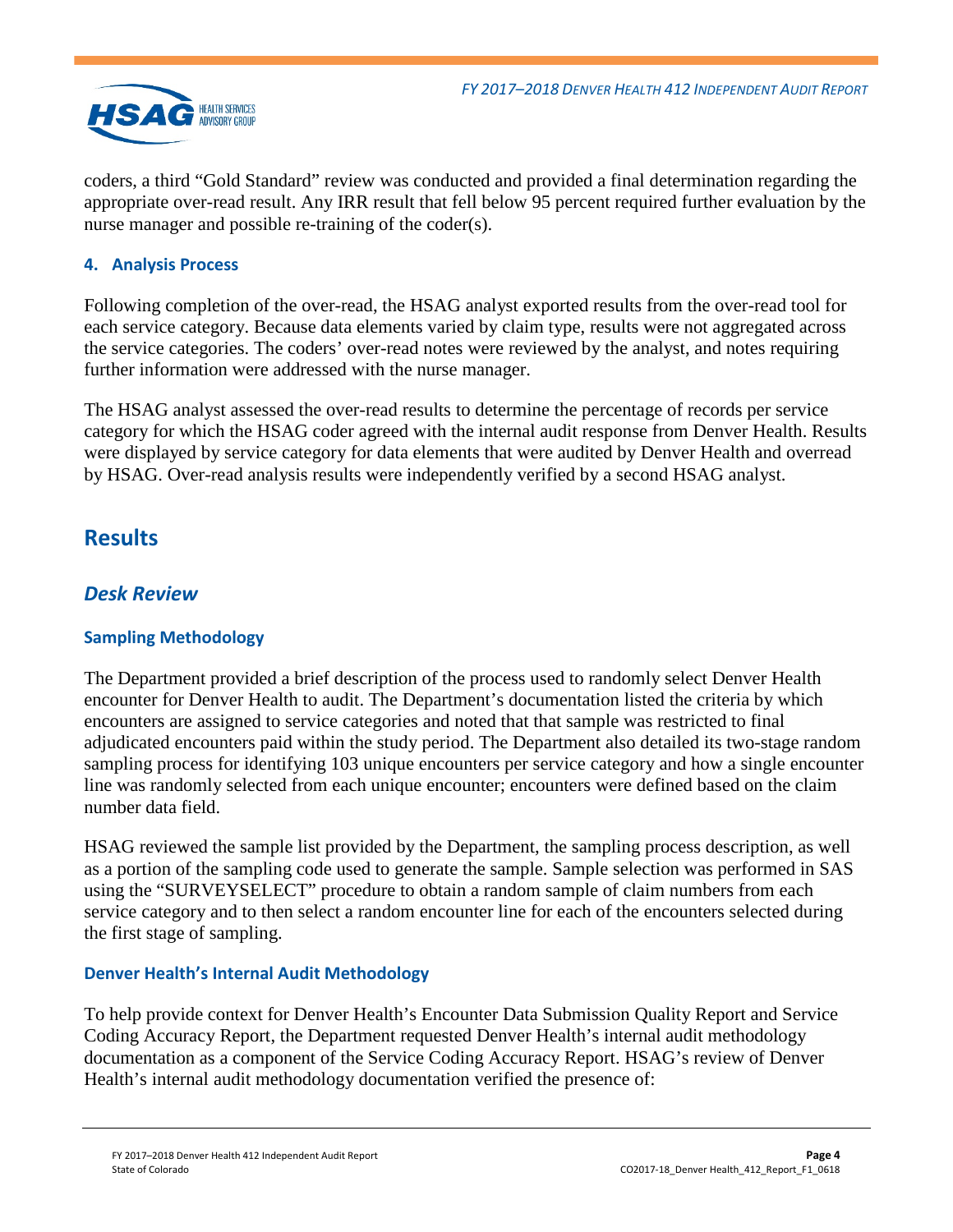coders, a third "Gold Standard" review was conducted and provided a final determination regarding the appropriate over-read result. Any IRR result that fell below 95 percent required further evaluation by the nurse manager and possible re-training of the coder(s).

#### 4. Analysis Process

Following completion of the over-read, the HSAG analyst exported results from the over-read tool for each service category. Because data elements varied by claim type, results were not aggregated across the service categories. The coders' over-read notes were reviewed by the analyst, and notes requiring further information were addressed with the nurse manager.

The HSAG analyst assessed the over-read results to determine the percentage of records per service category for which the HSAG coder agreed with the internal audit response from Denver Health. Results were displayed by service category for data elements that were audited by Denver Health and overread by HSAG. Over-read analysis results were independently verified by a second HSAG analyst.

## Results

### *Desk Review*

#### Sampling Methodology

The Department provided a brief description of the process used to randomly select Denver Health encounter for Denver Health to audit. The Department's documentation listed the criteria by which encounters are assigned to service categories and noted that that sample was restricted to final adjudicated encounters paid within the study period. The Department also detailed its two-stage random sampling process for identifying 103 unique encounters per service category and how a single encounter line was randomly selected from each unique encounter; encounters were defined based on the claim number data field.

HSAG reviewed the sample list provided by the Department, the sampling process description, as well as a portion of the sampling code used to generate the sample. Sample selection was performed in SAS using the "SURVEYSELECT" procedure to obtain a random sample of claim numbers from each service category and to then select a random encounter line for each of the encounters selected during the first stage of sampling.

#### Denver Health's Internal Audit Methodology

To help provide context for Denver Health's Encounter Data Submission Quality Report and Service Coding Accuracy Report, the Department requested Denver Health's internal audit methodology documentation as a component of the Service Coding Accuracy Report. HSAG's review of Denver Health's internal audit methodology documentation verified the presence of: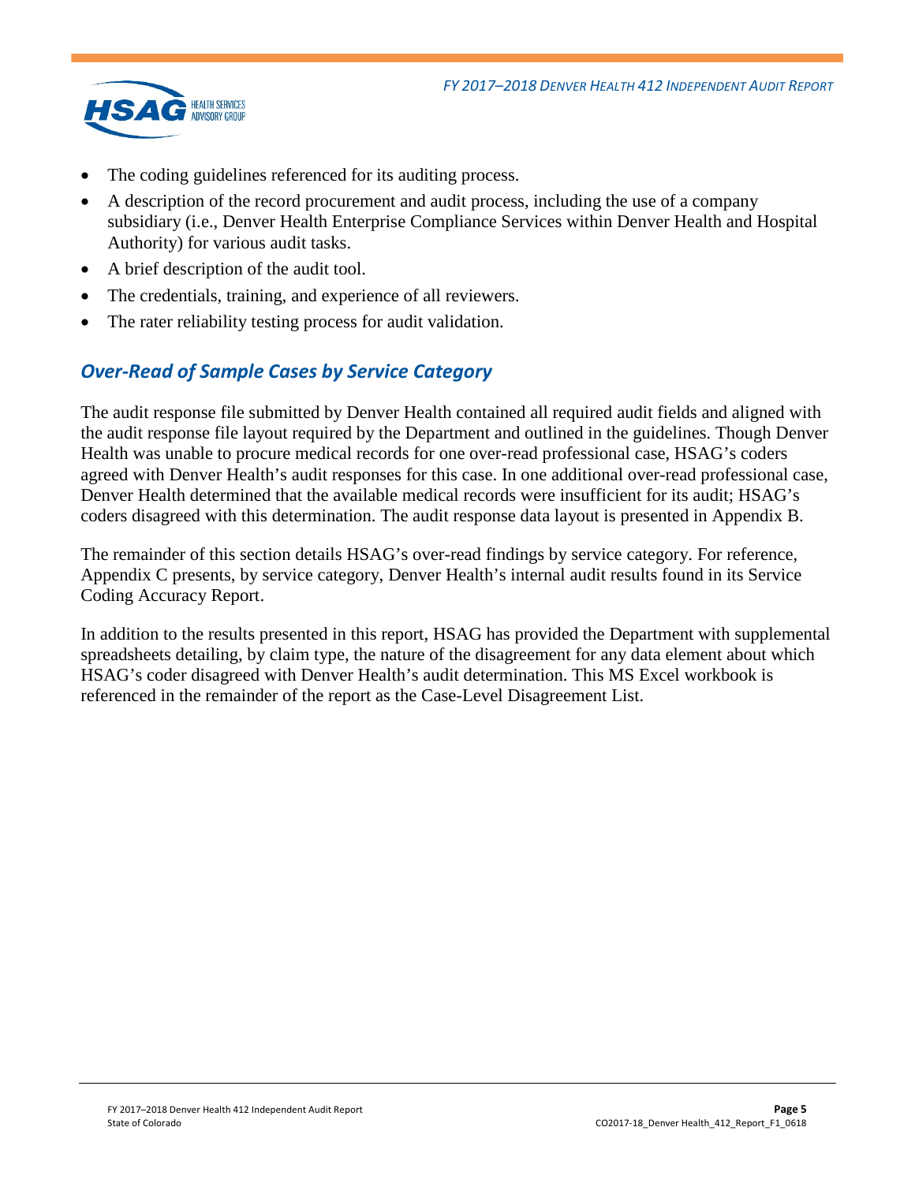- The coding guidelines referenced for its auditing process.
- A description of the record procurement and audit process, including the use of a company subsidiary (i.e., Denver Health Enterprise Compliance Services within Denver Health and Hospital Authority) for various audit tasks.
- A brief description of the audit tool.
- The credentials, training, and experience of all reviewers.
- The rater reliability testing process for audit validation.

## *Over-Read of Sample Cases by Service Category*

The audit response file submitted by Denver Health contained all required audit fields and aligned with the audit response file layout required by the Department and outlined in the guidelines. Though Denver Health was unable to procure medical records for one over-read professional case, HSAG's coders agreed with Denver Health's audit responses for this case. In one additional over-read professional case, Denver Health determined that the available medical records were insufficient for its audit; HSAG's coders disagreed with this determination. The audit response data layout is presented in Appendix B.

The remainder of this section details HSAG's over-read findings by service category. For reference, Appendix C presents, by service category, Denver Health's internal audit results found in its Service Coding Accuracy Report.

In addition to the results presented in this report, HSAG has provided the Department with supplemental spreadsheets detailing, by claim type, the nature of the disagreement for any data element about which HSAG's coder disagreed with Denver Health's audit determination. This MS Excel workbook is referenced in the remainder of the report as the Case-Level Disagreement List.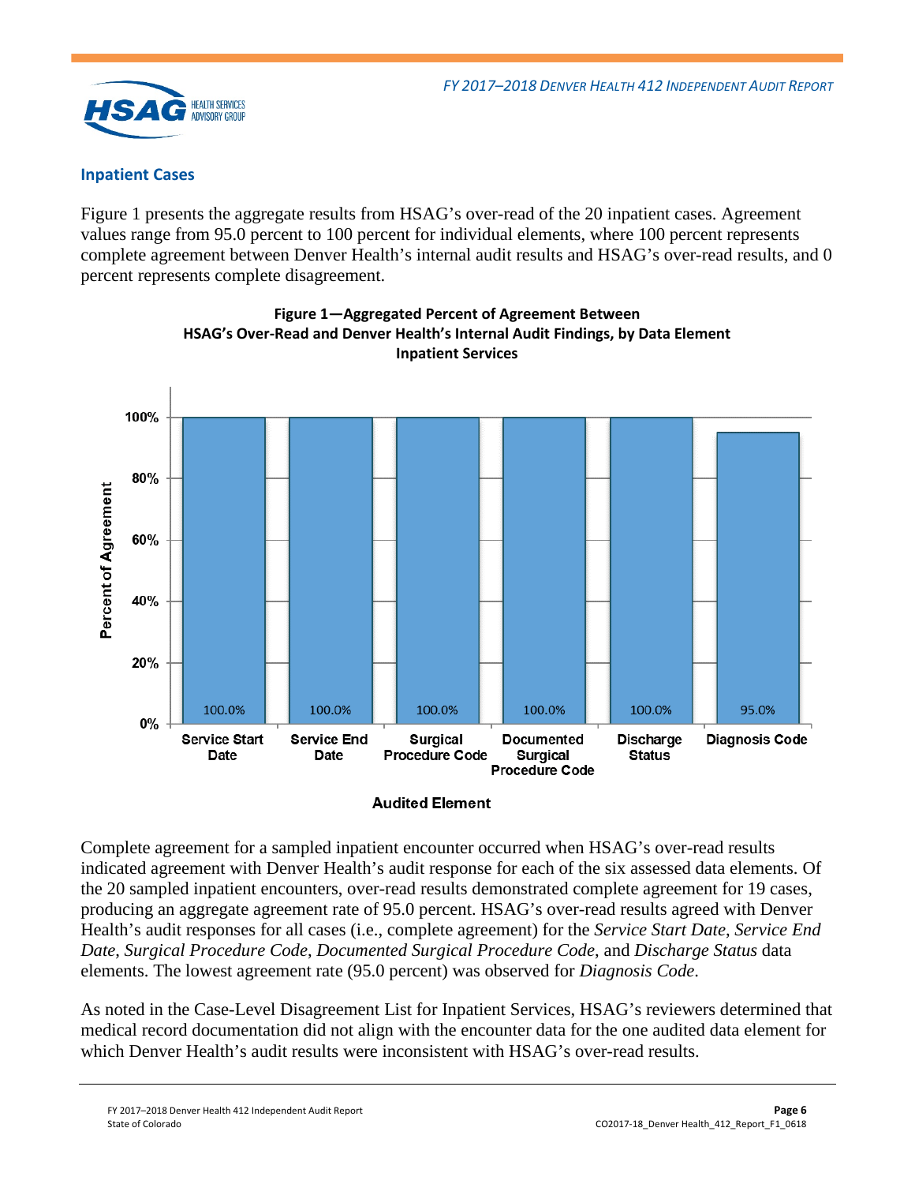### Inpatient Cases

Figure 1 presents the aggregate results from HSAG's over-read of the 20 inpatient cases. Agreement values range from 95.0 percent to 100 percent for individual elements, where 100 percent represents complete agreement between Denver Health's internal audit results and HSAG's over-read results, and 0 percent represents complete disagreement.

**Figure 1—Aggregated Percent of Agreement Between HSAG's Over-Read and Denver Health's Internal Audit Findings, by Data Element Inpatient Services**

| Audited Element | Percent of Agreement |
|---|---|
| Service Start Date | 100.0% |
| Service End Date | 100.0% |
| Surgical Procedure Code | 100.0% |
| Documented Surgical Procedure Code | 100.0% |
| Discharge Status | 100.0% |
| Diagnosis Code | 95.0% |

Complete agreement for a sampled inpatient encounter occurred when HSAG's over-read results indicated agreement with Denver Health's audit response for each of the six assessed data elements. Of the 20 sampled inpatient encounters, over-read results demonstrated complete agreement for 19 cases, producing an aggregate agreement rate of 95.0 percent. HSAG's over-read results agreed with Denver Health's audit responses for all cases (i.e., complete agreement) for the *Service Start Date*, *Service End Date*, *Surgical Procedure Code*, *Documented Surgical Procedure Code*, and *Discharge Status* data elements. The lowest agreement rate (95.0 percent) was observed for *Diagnosis Code*.

As noted in the Case-Level Disagreement List for Inpatient Services, HSAG's reviewers determined that medical record documentation did not align with the encounter data for the one audited data element for which Denver Health's audit results were inconsistent with HSAG's over-read results.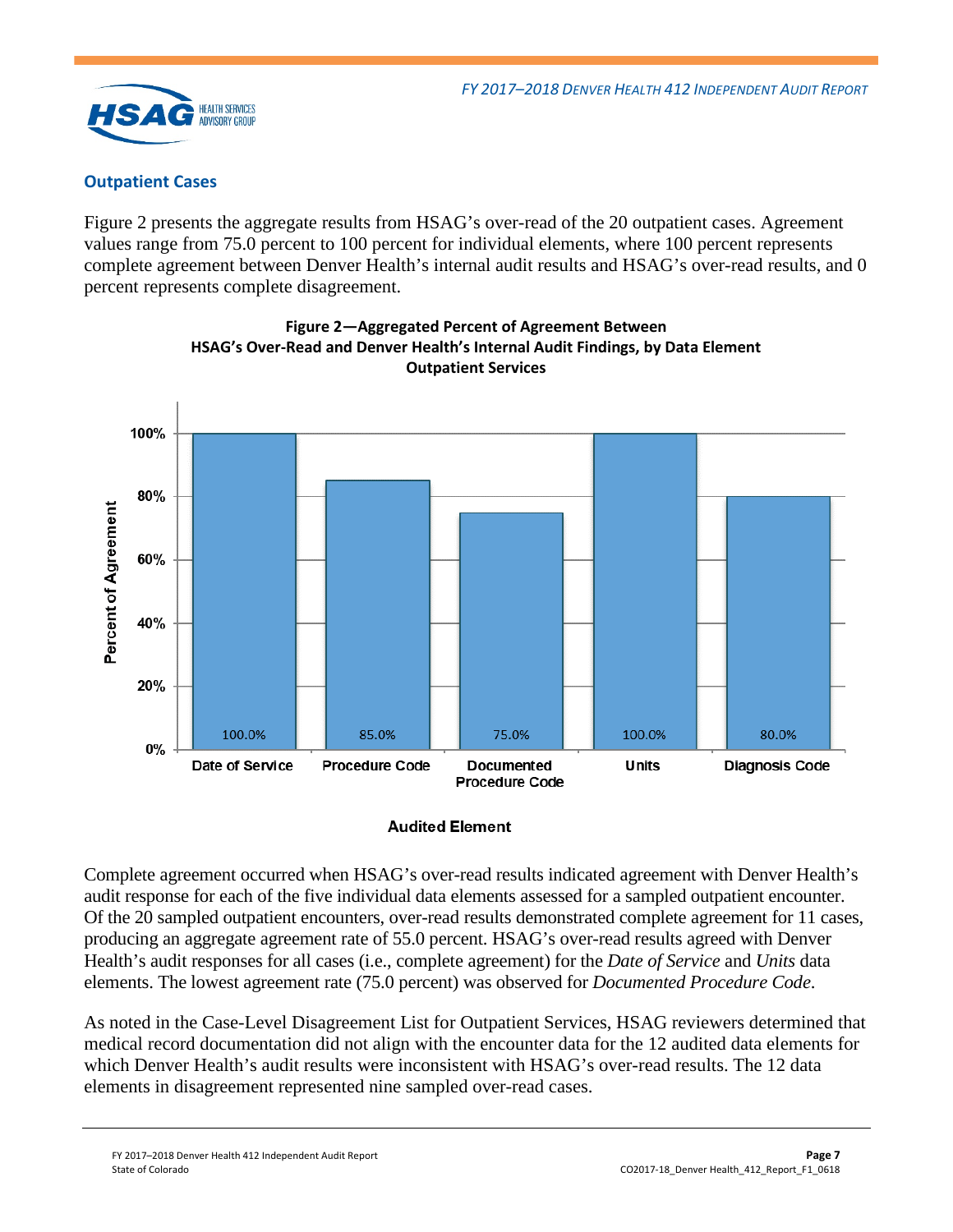## Outpatient Cases

Figure 2 presents the aggregate results from HSAG's over-read of the 20 outpatient cases. Agreement values range from 75.0 percent to 100 percent for individual elements, where 100 percent represents complete agreement between Denver Health's internal audit results and HSAG's over-read results, and 0 percent represents complete disagreement.

**Figure 2—Aggregated Percent of Agreement Between HSAG's Over-Read and Denver Health's Internal Audit Findings, by Data Element Outpatient Services**

| Audited Element | Percent of Agreement |
|---|---|
| Date of Service | 100.0% |
| Procedure Code | 85.0% |
| Documented Procedure Code | 75.0% |
| Units | 100.0% |
| Diagnosis Code | 80.0% |

Complete agreement occurred when HSAG's over-read results indicated agreement with Denver Health's audit response for each of the five individual data elements assessed for a sampled outpatient encounter. Of the 20 sampled outpatient encounters, over-read results demonstrated complete agreement for 11 cases, producing an aggregate agreement rate of 55.0 percent. HSAG's over-read results agreed with Denver Health's audit responses for all cases (i.e., complete agreement) for the *Date of Service* and *Units* data elements. The lowest agreement rate (75.0 percent) was observed for *Documented Procedure Code*.

As noted in the Case-Level Disagreement List for Outpatient Services, HSAG reviewers determined that medical record documentation did not align with the encounter data for the 12 audited data elements for which Denver Health's audit results were inconsistent with HSAG's over-read results. The 12 data elements in disagreement represented nine sampled over-read cases.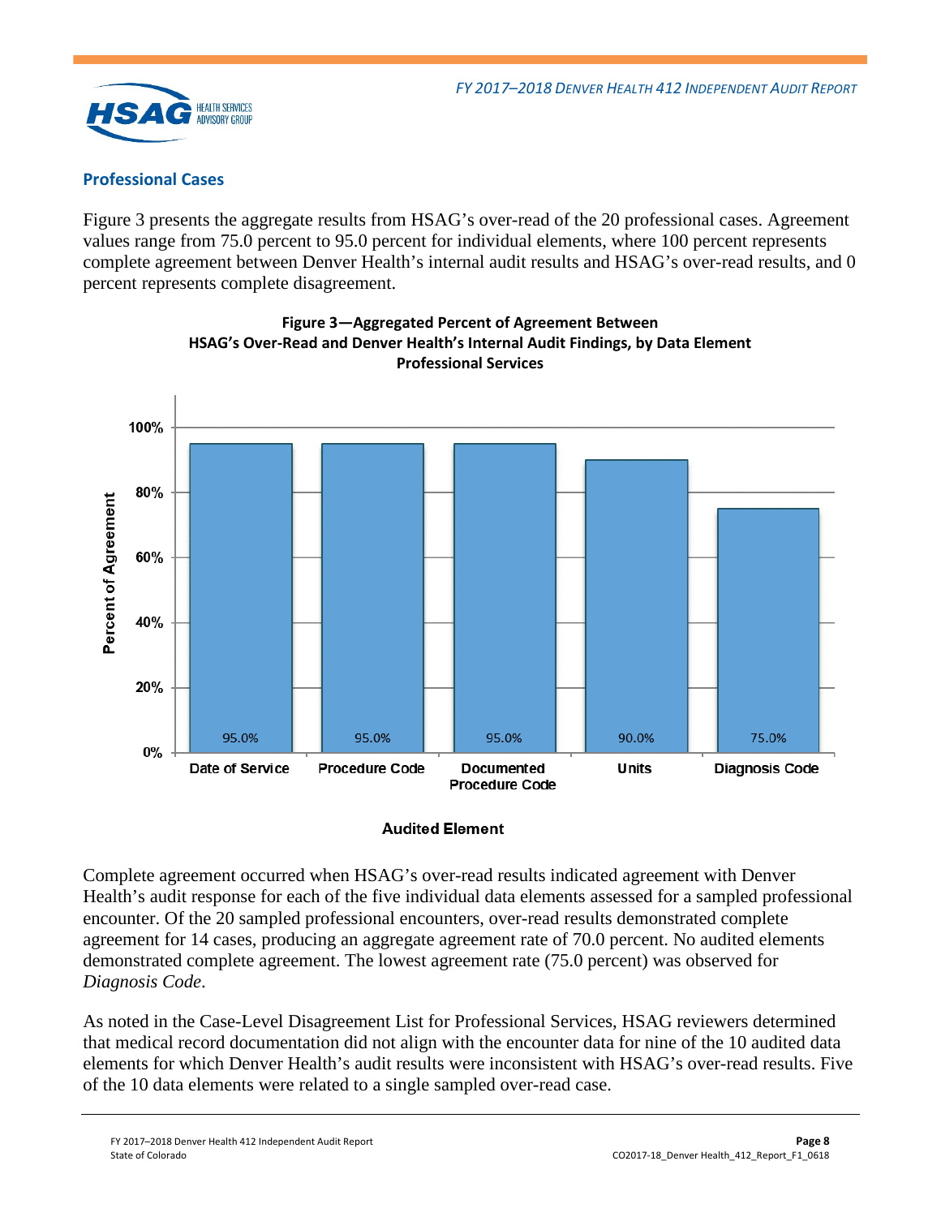## Professional Cases

Figure 3 presents the aggregate results from HSAG's over-read of the 20 professional cases. Agreement values range from 75.0 percent to 95.0 percent for individual elements, where 100 percent represents complete agreement between Denver Health's internal audit results and HSAG's over-read results, and 0 percent represents complete disagreement.

**Figure 3—Aggregated Percent of Agreement Between HSAG's Over-Read and Denver Health's Internal Audit Findings, by Data Element Professional Services**

| Audited Element | Percent of Agreement |
|---|---|
| Date of Service | 95.0% |
| Procedure Code | 95.0% |
| Documented Procedure Code | 95.0% |
| Units | 90.0% |
| Diagnosis Code | 75.0% |

Complete agreement occurred when HSAG's over-read results indicated agreement with Denver Health's audit response for each of the five individual data elements assessed for a sampled professional encounter. Of the 20 sampled professional encounters, over-read results demonstrated complete agreement for 14 cases, producing an aggregate agreement rate of 70.0 percent. No audited elements demonstrated complete agreement. The lowest agreement rate (75.0 percent) was observed for *Diagnosis Code*.

As noted in the Case-Level Disagreement List for Professional Services, HSAG reviewers determined that medical record documentation did not align with the encounter data for nine of the 10 audited data elements for which Denver Health's audit results were inconsistent with HSAG's over-read results. Five of the 10 data elements were related to a single sampled over-read case.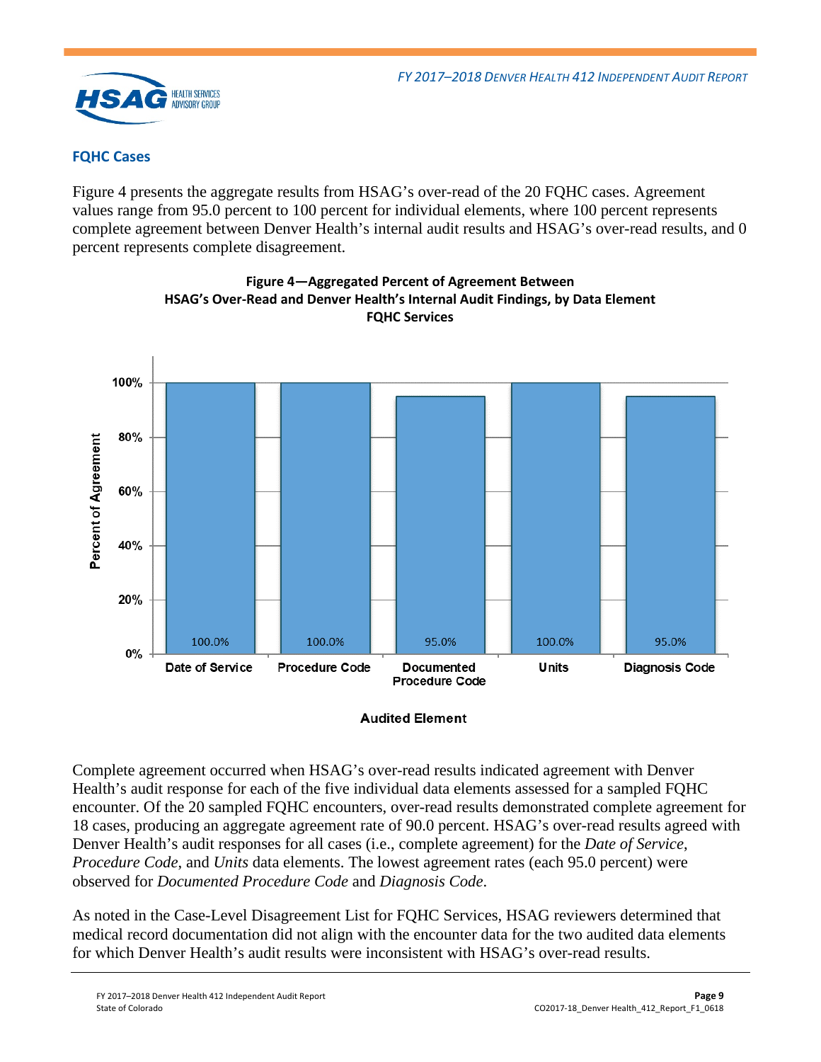### FQHC Cases

Figure 4 presents the aggregate results from HSAG's over-read of the 20 FQHC cases. Agreement values range from 95.0 percent to 100 percent for individual elements, where 100 percent represents complete agreement between Denver Health's internal audit results and HSAG's over-read results, and 0 percent represents complete disagreement.

**Figure 4—Aggregated Percent of Agreement Between HSAG's Over-Read and Denver Health's Internal Audit Findings, by Data Element FQHC Services**

| Audited Element | Percent of Agreement |
|---|---|
| Date of Service | 100.0% |
| Procedure Code | 100.0% |
| Documented Procedure Code | 95.0% |
| Units | 100.0% |
| Diagnosis Code | 95.0% |

Complete agreement occurred when HSAG's over-read results indicated agreement with Denver Health's audit response for each of the five individual data elements assessed for a sampled FQHC encounter. Of the 20 sampled FQHC encounters, over-read results demonstrated complete agreement for 18 cases, producing an aggregate agreement rate of 90.0 percent. HSAG's over-read results agreed with Denver Health's audit responses for all cases (i.e., complete agreement) for the *Date of Service*, *Procedure Code*, and *Units* data elements. The lowest agreement rates (each 95.0 percent) were observed for *Documented Procedure Code* and *Diagnosis Code*.

As noted in the Case-Level Disagreement List for FQHC Services, HSAG reviewers determined that medical record documentation did not align with the encounter data for the two audited data elements for which Denver Health's audit results were inconsistent with HSAG's over-read results.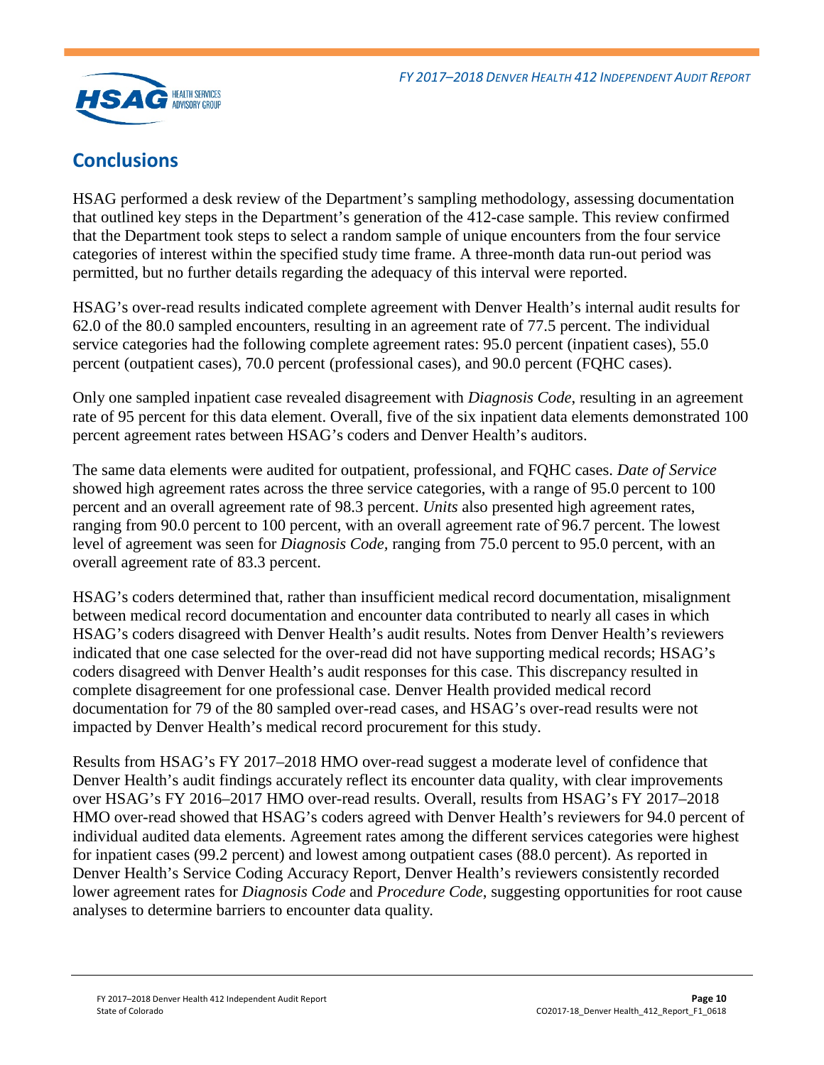## Conclusions

HSAG performed a desk review of the Department's sampling methodology, assessing documentation that outlined key steps in the Department's generation of the 412-case sample. This review confirmed that the Department took steps to select a random sample of unique encounters from the four service categories of interest within the specified study time frame. A three-month data run-out period was permitted, but no further details regarding the adequacy of this interval were reported.

HSAG's over-read results indicated complete agreement with Denver Health's internal audit results for 62.0 of the 80.0 sampled encounters, resulting in an agreement rate of 77.5 percent. The individual service categories had the following complete agreement rates: 95.0 percent (inpatient cases), 55.0 percent (outpatient cases), 70.0 percent (professional cases), and 90.0 percent (FQHC cases).

Only one sampled inpatient case revealed disagreement with *Diagnosis Code*, resulting in an agreement rate of 95 percent for this data element. Overall, five of the six inpatient data elements demonstrated 100 percent agreement rates between HSAG's coders and Denver Health's auditors.

The same data elements were audited for outpatient, professional, and FQHC cases. *Date of Service* showed high agreement rates across the three service categories, with a range of 95.0 percent to 100 percent and an overall agreement rate of 98.3 percent. *Units* also presented high agreement rates, ranging from 90.0 percent to 100 percent, with an overall agreement rate of 96.7 percent. The lowest level of agreement was seen for *Diagnosis Code*, ranging from 75.0 percent to 95.0 percent, with an overall agreement rate of 83.3 percent.

HSAG's coders determined that, rather than insufficient medical record documentation, misalignment between medical record documentation and encounter data contributed to nearly all cases in which HSAG's coders disagreed with Denver Health's audit results. Notes from Denver Health's reviewers indicated that one case selected for the over-read did not have supporting medical records; HSAG's coders disagreed with Denver Health's audit responses for this case. This discrepancy resulted in complete disagreement for one professional case. Denver Health provided medical record documentation for 79 of the 80 sampled over-read cases, and HSAG's over-read results were not impacted by Denver Health's medical record procurement for this study.

Results from HSAG's FY 2017–2018 HMO over-read suggest a moderate level of confidence that Denver Health's audit findings accurately reflect its encounter data quality, with clear improvements over HSAG's FY 2016–2017 HMO over-read results. Overall, results from HSAG's FY 2017–2018 HMO over-read showed that HSAG's coders agreed with Denver Health's reviewers for 94.0 percent of individual audited data elements. Agreement rates among the different services categories were highest for inpatient cases (99.2 percent) and lowest among outpatient cases (88.0 percent). As reported in Denver Health's Service Coding Accuracy Report, Denver Health's reviewers consistently recorded lower agreement rates for *Diagnosis Code* and *Procedure Code*, suggesting opportunities for root cause analyses to determine barriers to encounter data quality.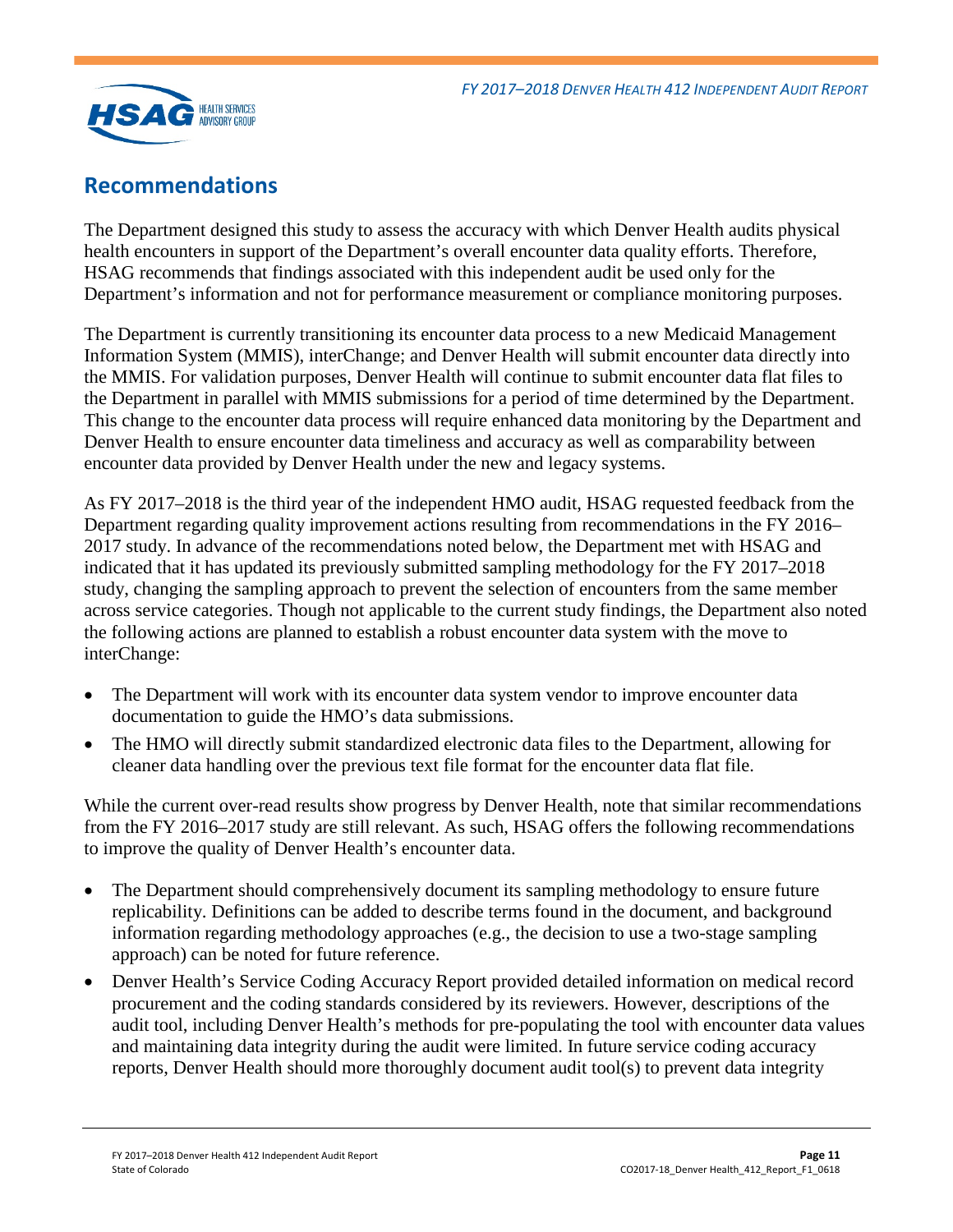## Recommendations

The Department designed this study to assess the accuracy with which Denver Health audits physical health encounters in support of the Department's overall encounter data quality efforts. Therefore, HSAG recommends that findings associated with this independent audit be used only for the Department's information and not for performance measurement or compliance monitoring purposes.

The Department is currently transitioning its encounter data process to a new Medicaid Management Information System (MMIS), interChange; and Denver Health will submit encounter data directly into the MMIS. For validation purposes, Denver Health will continue to submit encounter data flat files to the Department in parallel with MMIS submissions for a period of time determined by the Department. This change to the encounter data process will require enhanced data monitoring by the Department and Denver Health to ensure encounter data timeliness and accuracy as well as comparability between encounter data provided by Denver Health under the new and legacy systems.

As FY 2017–2018 is the third year of the independent HMO audit, HSAG requested feedback from the Department regarding quality improvement actions resulting from recommendations in the FY 2016–2017 study. In advance of the recommendations noted below, the Department met with HSAG and indicated that it has updated its previously submitted sampling methodology for the FY 2017–2018 study, changing the sampling approach to prevent the selection of encounters from the same member across service categories. Though not applicable to the current study findings, the Department also noted the following actions are planned to establish a robust encounter data system with the move to interChange:

- The Department will work with its encounter data system vendor to improve encounter data documentation to guide the HMO's data submissions.
- The HMO will directly submit standardized electronic data files to the Department, allowing for cleaner data handling over the previous text file format for the encounter data flat file.

While the current over-read results show progress by Denver Health, note that similar recommendations from the FY 2016–2017 study are still relevant. As such, HSAG offers the following recommendations to improve the quality of Denver Health's encounter data.

- The Department should comprehensively document its sampling methodology to ensure future replicability. Definitions can be added to describe terms found in the document, and background information regarding methodology approaches (e.g., the decision to use a two-stage sampling approach) can be noted for future reference.
- Denver Health's Service Coding Accuracy Report provided detailed information on medical record procurement and the coding standards considered by its reviewers. However, descriptions of the audit tool, including Denver Health's methods for pre-populating the tool with encounter data values and maintaining data integrity during the audit were limited. In future service coding accuracy reports, Denver Health should more thoroughly document audit tool(s) to prevent data integrity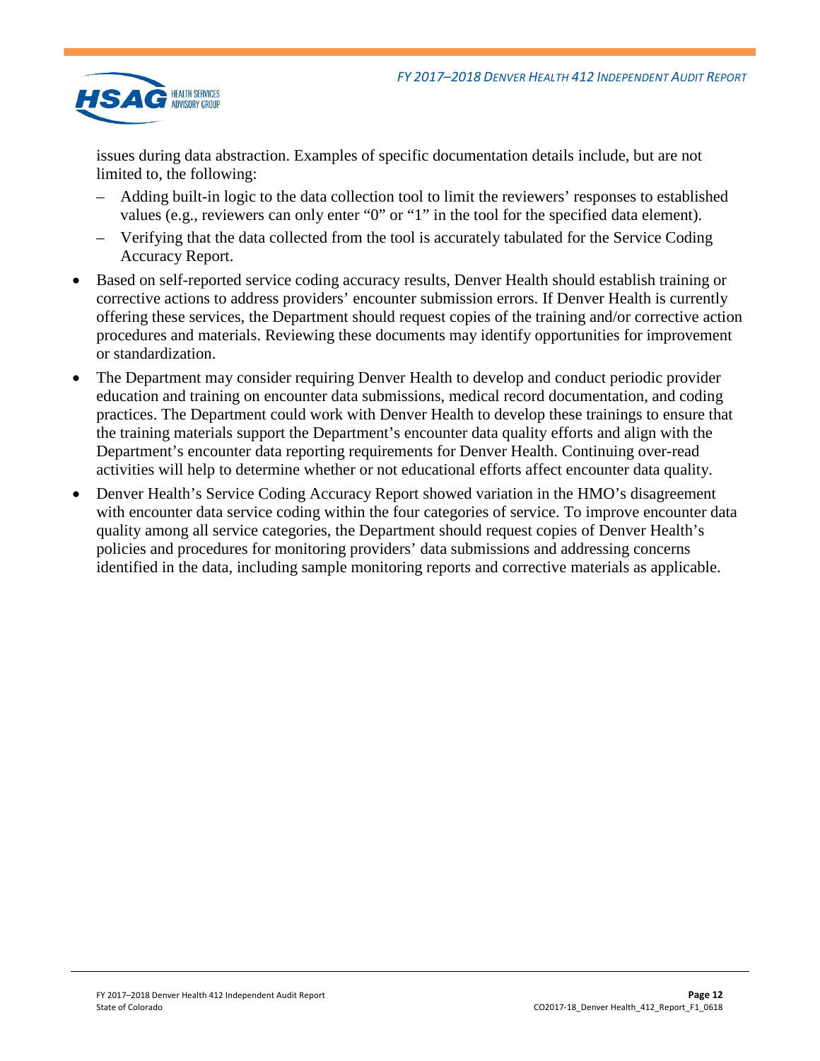issues during data abstraction. Examples of specific documentation details include, but are not limited to, the following:

  - Adding built-in logic to the data collection tool to limit the reviewers' responses to established values (e.g., reviewers can only enter "0" or "1" in the tool for the specified data element).
  - Verifying that the data collected from the tool is accurately tabulated for the Service Coding Accuracy Report.

- Based on self-reported service coding accuracy results, Denver Health should establish training or corrective actions to address providers' encounter submission errors. If Denver Health is currently offering these services, the Department should request copies of the training and/or corrective action procedures and materials. Reviewing these documents may identify opportunities for improvement or standardization.
- The Department may consider requiring Denver Health to develop and conduct periodic provider education and training on encounter data submissions, medical record documentation, and coding practices. The Department could work with Denver Health to develop these trainings to ensure that the training materials support the Department's encounter data quality efforts and align with the Department's encounter data reporting requirements for Denver Health. Continuing over-read activities will help to determine whether or not educational efforts affect encounter data quality.
- Denver Health's Service Coding Accuracy Report showed variation in the HMO's disagreement with encounter data service coding within the four categories of service. To improve encounter data quality among all service categories, the Department should request copies of Denver Health's policies and procedures for monitoring providers' data submissions and addressing concerns identified in the data, including sample monitoring reports and corrective materials as applicable.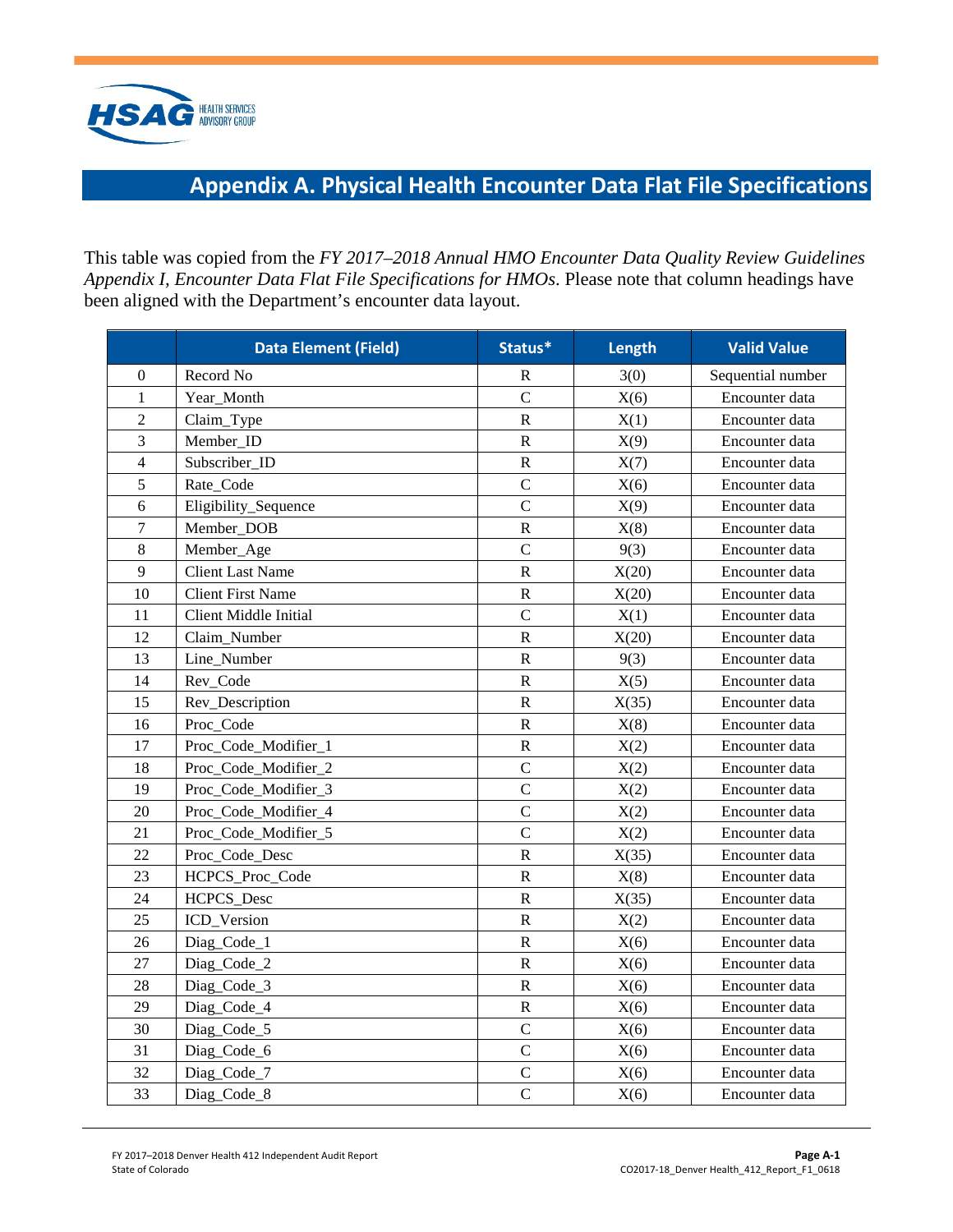# Appendix A. Physical Health Encounter Data Flat File Specifications

This table was copied from the *FY 2017–2018 Annual HMO Encounter Data Quality Review Guidelines Appendix I, Encounter Data Flat File Specifications for HMOs*. Please note that column headings have been aligned with the Department's encounter data layout.

| | Data Element (Field) | Status* | Length | Valid Value |
|---|---|---|---|---|
| 0 | Record No | R | 3(0) | Sequential number |
| 1 | Year_Month | C | X(6) | Encounter data |
| 2 | Claim_Type | R | X(1) | Encounter data |
| 3 | Member_ID | R | X(9) | Encounter data |
| 4 | Subscriber_ID | R | X(7) | Encounter data |
| 5 | Rate_Code | C | X(6) | Encounter data |
| 6 | Eligibility_Sequence | C | X(9) | Encounter data |
| 7 | Member_DOB | R | X(8) | Encounter data |
| 8 | Member_Age | C | 9(3) | Encounter data |
| 9 | Client Last Name | R | X(20) | Encounter data |
| 10 | Client First Name | R | X(20) | Encounter data |
| 11 | Client Middle Initial | C | X(1) | Encounter data |
| 12 | Claim_Number | R | X(20) | Encounter data |
| 13 | Line_Number | R | 9(3) | Encounter data |
| 14 | Rev_Code | R | X(5) | Encounter data |
| 15 | Rev_Description | R | X(35) | Encounter data |
| 16 | Proc_Code | R | X(8) | Encounter data |
| 17 | Proc_Code_Modifier_1 | R | X(2) | Encounter data |
| 18 | Proc_Code_Modifier_2 | C | X(2) | Encounter data |
| 19 | Proc_Code_Modifier_3 | C | X(2) | Encounter data |
| 20 | Proc_Code_Modifier_4 | C | X(2) | Encounter data |
| 21 | Proc_Code_Modifier_5 | C | X(2) | Encounter data |
| 22 | Proc_Code_Desc | R | X(35) | Encounter data |
| 23 | HCPCS_Proc_Code | R | X(8) | Encounter data |
| 24 | HCPCS_Desc | R | X(35) | Encounter data |
| 25 | ICD_Version | R | X(2) | Encounter data |
| 26 | Diag_Code_1 | R | X(6) | Encounter data |
| 27 | Diag_Code_2 | R | X(6) | Encounter data |
| 28 | Diag_Code_3 | R | X(6) | Encounter data |
| 29 | Diag_Code_4 | R | X(6) | Encounter data |
| 30 | Diag_Code_5 | C | X(6) | Encounter data |
| 31 | Diag_Code_6 | C | X(6) | Encounter data |
| 32 | Diag_Code_7 | C | X(6) | Encounter data |
| 33 | Diag_Code_8 | C | X(6) | Encounter data |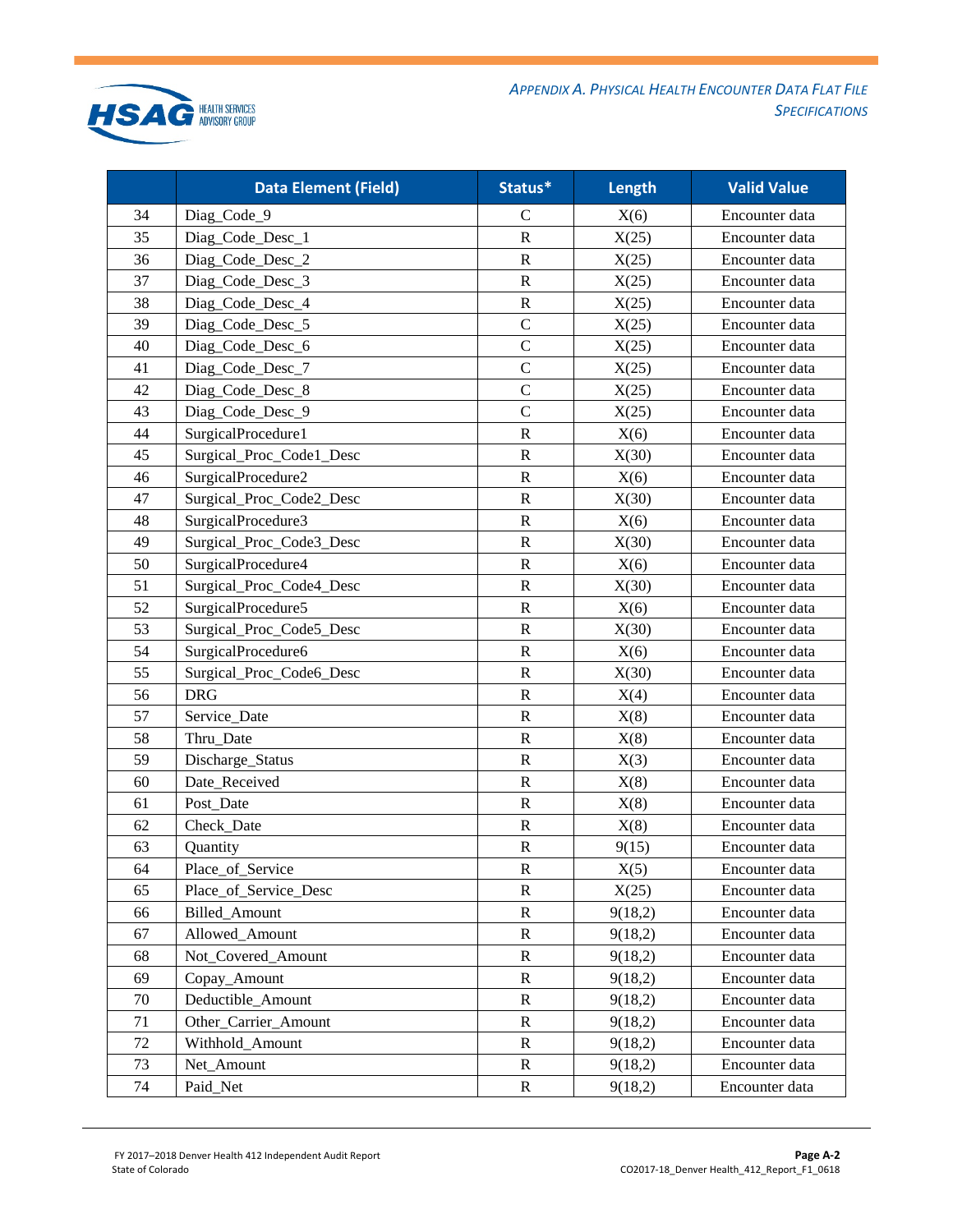| | Data Element (Field) | Status* | Length | Valid Value |
|---|---|---|---|---|
| 34 | Diag_Code_9 | C | X(6) | Encounter data |
| 35 | Diag_Code_Desc_1 | R | X(25) | Encounter data |
| 36 | Diag_Code_Desc_2 | R | X(25) | Encounter data |
| 37 | Diag_Code_Desc_3 | R | X(25) | Encounter data |
| 38 | Diag_Code_Desc_4 | R | X(25) | Encounter data |
| 39 | Diag_Code_Desc_5 | C | X(25) | Encounter data |
| 40 | Diag_Code_Desc_6 | C | X(25) | Encounter data |
| 41 | Diag_Code_Desc_7 | C | X(25) | Encounter data |
| 42 | Diag_Code_Desc_8 | C | X(25) | Encounter data |
| 43 | Diag_Code_Desc_9 | C | X(25) | Encounter data |
| 44 | SurgicalProcedure1 | R | X(6) | Encounter data |
| 45 | Surgical_Proc_Code1_Desc | R | X(30) | Encounter data |
| 46 | SurgicalProcedure2 | R | X(6) | Encounter data |
| 47 | Surgical_Proc_Code2_Desc | R | X(30) | Encounter data |
| 48 | SurgicalProcedure3 | R | X(6) | Encounter data |
| 49 | Surgical_Proc_Code3_Desc | R | X(30) | Encounter data |
| 50 | SurgicalProcedure4 | R | X(6) | Encounter data |
| 51 | Surgical_Proc_Code4_Desc | R | X(30) | Encounter data |
| 52 | SurgicalProcedure5 | R | X(6) | Encounter data |
| 53 | Surgical_Proc_Code5_Desc | R | X(30) | Encounter data |
| 54 | SurgicalProcedure6 | R | X(6) | Encounter data |
| 55 | Surgical_Proc_Code6_Desc | R | X(30) | Encounter data |
| 56 | DRG | R | X(4) | Encounter data |
| 57 | Service_Date | R | X(8) | Encounter data |
| 58 | Thru_Date | R | X(8) | Encounter data |
| 59 | Discharge_Status | R | X(3) | Encounter data |
| 60 | Date_Received | R | X(8) | Encounter data |
| 61 | Post_Date | R | X(8) | Encounter data |
| 62 | Check_Date | R | X(8) | Encounter data |
| 63 | Quantity | R | 9(15) | Encounter data |
| 64 | Place_of_Service | R | X(5) | Encounter data |
| 65 | Place_of_Service_Desc | R | X(25) | Encounter data |
| 66 | Billed_Amount | R | 9(18,2) | Encounter data |
| 67 | Allowed_Amount | R | 9(18,2) | Encounter data |
| 68 | Not_Covered_Amount | R | 9(18,2) | Encounter data |
| 69 | Copay_Amount | R | 9(18,2) | Encounter data |
| 70 | Deductible_Amount | R | 9(18,2) | Encounter data |
| 71 | Other_Carrier_Amount | R | 9(18,2) | Encounter data |
| 72 | Withhold_Amount | R | 9(18,2) | Encounter data |
| 73 | Net_Amount | R | 9(18,2) | Encounter data |
| 74 | Paid_Net | R | 9(18,2) | Encounter data |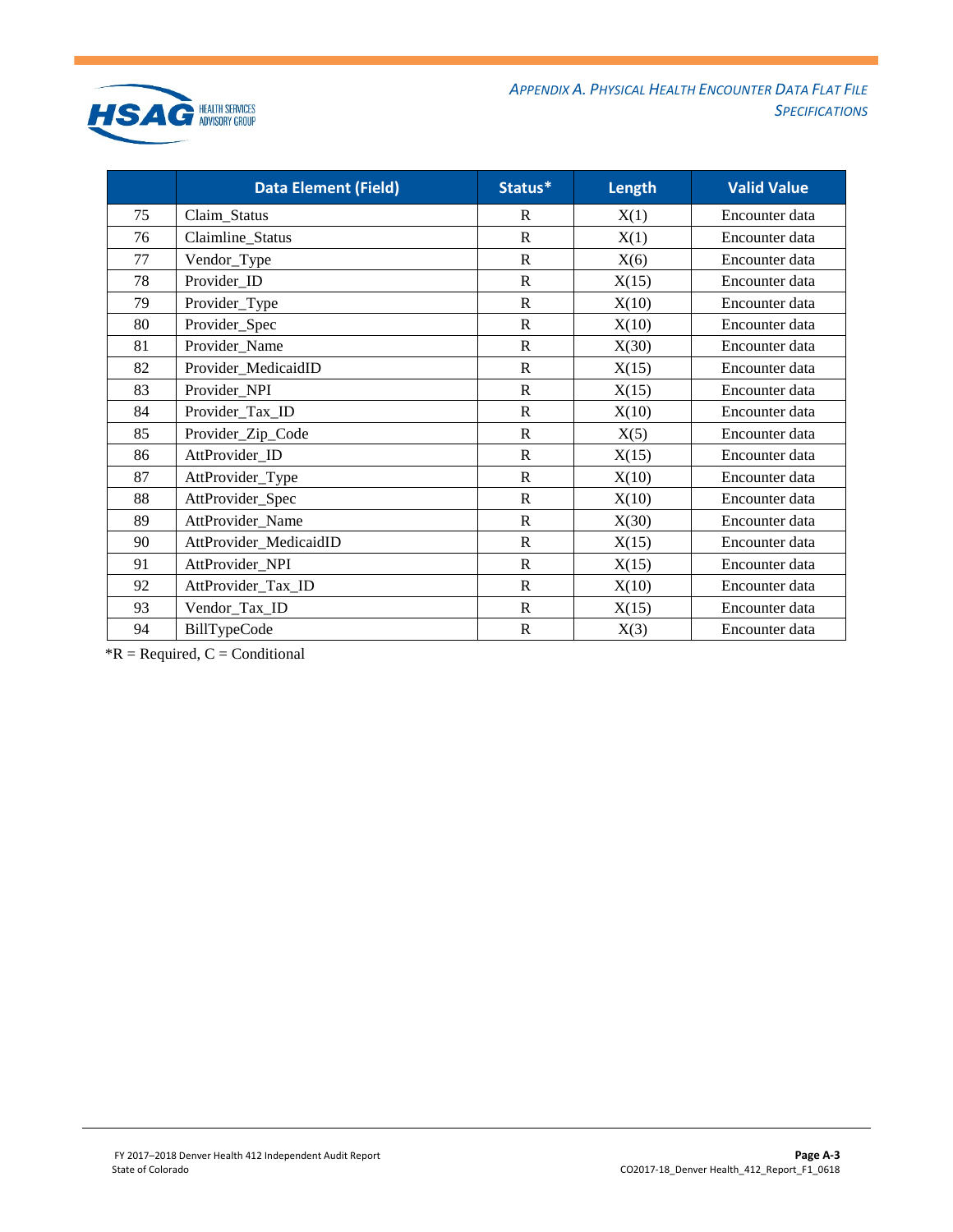| | Data Element (Field) | Status* | Length | Valid Value |
|---|---|---|---|---|
| 75 | Claim_Status | R | X(1) | Encounter data |
| 76 | Claimline_Status | R | X(1) | Encounter data |
| 77 | Vendor_Type | R | X(6) | Encounter data |
| 78 | Provider_ID | R | X(15) | Encounter data |
| 79 | Provider_Type | R | X(10) | Encounter data |
| 80 | Provider_Spec | R | X(10) | Encounter data |
| 81 | Provider_Name | R | X(30) | Encounter data |
| 82 | Provider_MedicaidID | R | X(15) | Encounter data |
| 83 | Provider_NPI | R | X(15) | Encounter data |
| 84 | Provider_Tax_ID | R | X(10) | Encounter data |
| 85 | Provider_Zip_Code | R | X(5) | Encounter data |
| 86 | AttProvider_ID | R | X(15) | Encounter data |
| 87 | AttProvider_Type | R | X(10) | Encounter data |
| 88 | AttProvider_Spec | R | X(10) | Encounter data |
| 89 | AttProvider_Name | R | X(30) | Encounter data |
| 90 | AttProvider_MedicaidID | R | X(15) | Encounter data |
| 91 | AttProvider_NPI | R | X(15) | Encounter data |
| 92 | AttProvider_Tax_ID | R | X(10) | Encounter data |
| 93 | Vendor_Tax_ID | R | X(15) | Encounter data |
| 94 | BillTypeCode | R | X(3) | Encounter data |

*R = Required, C = Conditional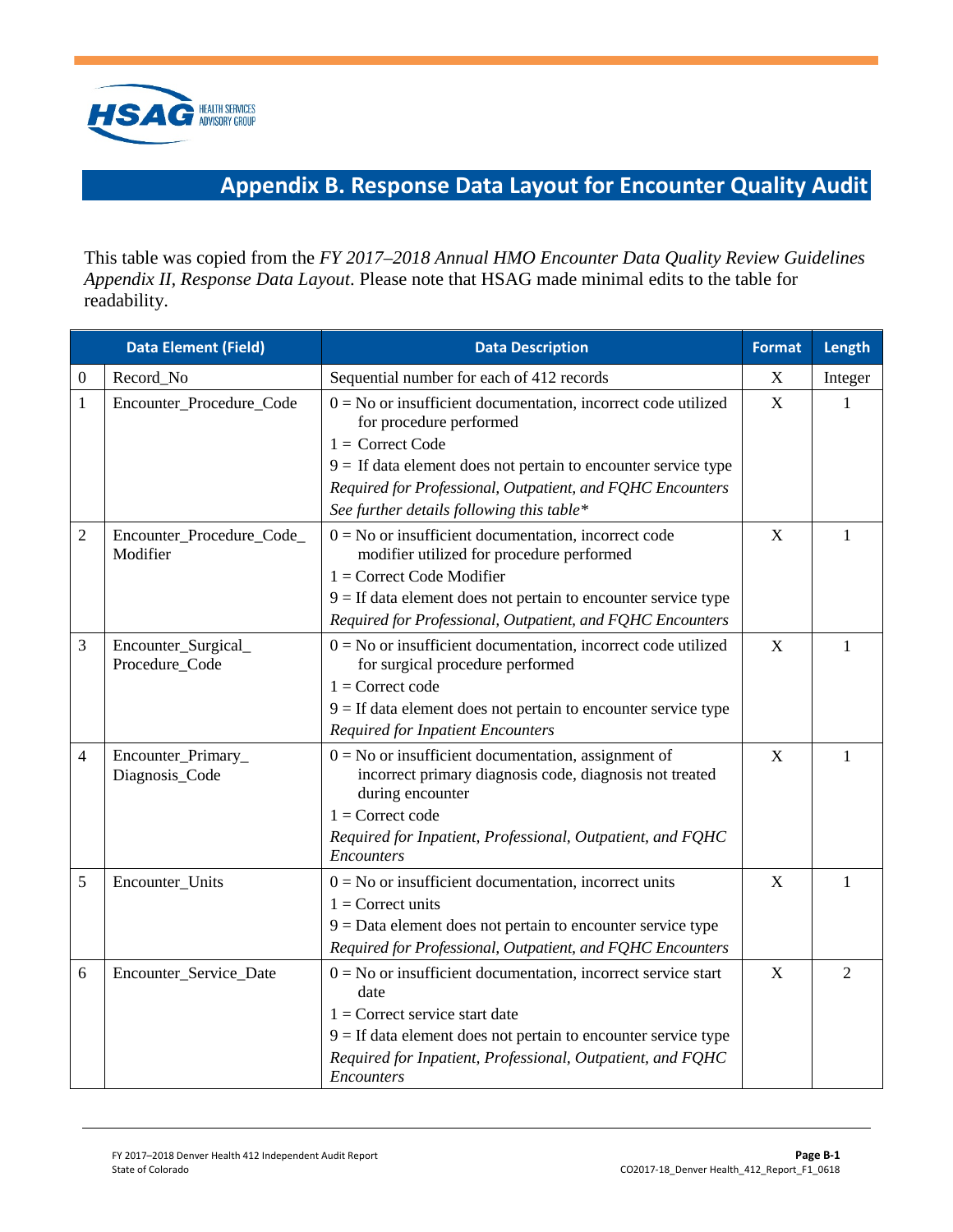# Appendix B. Response Data Layout for Encounter Quality Audit

This table was copied from the *FY 2017–2018 Annual HMO Encounter Data Quality Review Guidelines Appendix II, Response Data Layout*. Please note that HSAG made minimal edits to the table for readability.

| | Data Element (Field) | Data Description | Format | Length |
|---|---|---|---|---|
| 0 | Record_No | Sequential number for each of 412 records | X | Integer |
| 1 | Encounter_Procedure_Code | 0 = No or insufficient documentation, incorrect code utilized for procedure performed<br>1 = Correct Code<br>9 = If data element does not pertain to encounter service type<br>*Required for Professional, Outpatient, and FQHC Encounters*<br>*See further details following this table** | X | 1 |
| 2 | Encounter_Procedure_Code_Modifier | 0 = No or insufficient documentation, incorrect code modifier utilized for procedure performed<br>1 = Correct Code Modifier<br>9 = If data element does not pertain to encounter service type<br>*Required for Professional, Outpatient, and FQHC Encounters* | X | 1 |
| 3 | Encounter_Surgical_Procedure_Code | 0 = No or insufficient documentation, incorrect code utilized for surgical procedure performed<br>1 = Correct code<br>9 = If data element does not pertain to encounter service type<br>*Required for Inpatient Encounters* | X | 1 |
| 4 | Encounter_Primary_Diagnosis_Code | 0 = No or insufficient documentation, assignment of incorrect primary diagnosis code, diagnosis not treated during encounter<br>1 = Correct code<br>*Required for Inpatient, Professional, Outpatient, and FQHC Encounters* | X | 1 |
| 5 | Encounter_Units | 0 = No or insufficient documentation, incorrect units<br>1 = Correct units<br>9 = Data element does not pertain to encounter service type<br>*Required for Professional, Outpatient, and FQHC Encounters* | X | 1 |
| 6 | Encounter_Service_Date | 0 = No or insufficient documentation, incorrect service start date<br>1 = Correct service start date<br>9 = If data element does not pertain to encounter service type<br>*Required for Inpatient, Professional, Outpatient, and FQHC Encounters* | X | 2 |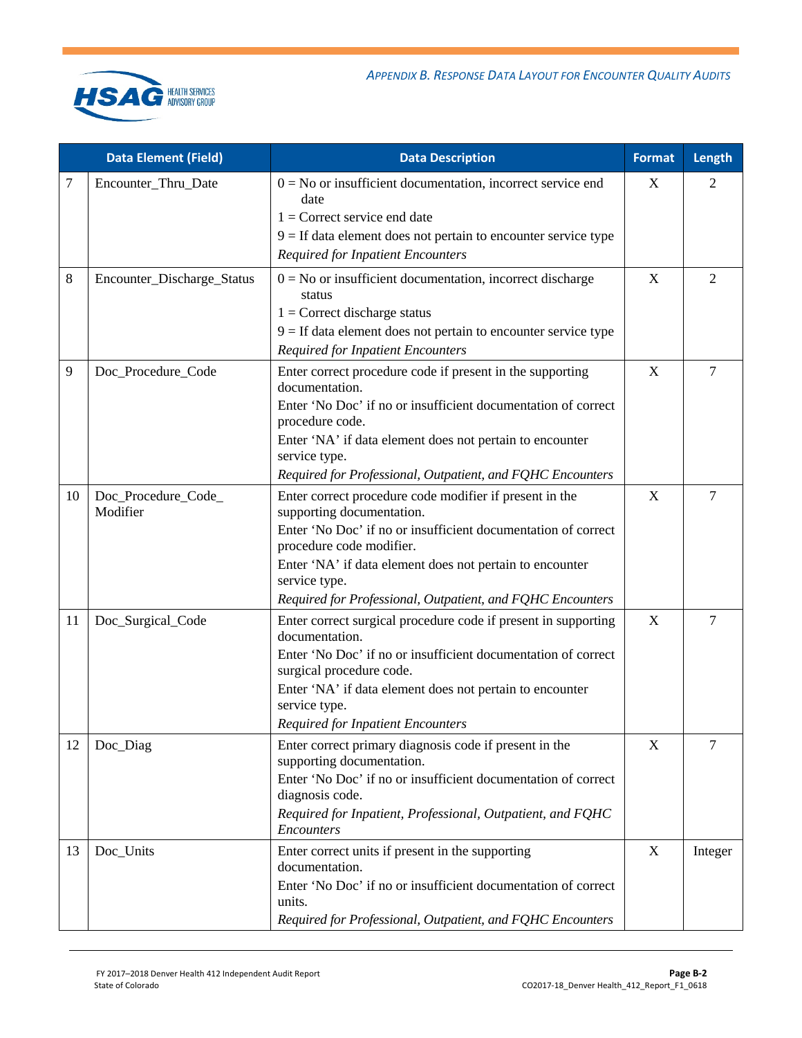| Data Element (Field) | | Data Description | Format | Length |
|---|---|---|---|---|
| 7 | Encounter_Thru_Date | 0 = No or insufficient documentation, incorrect service end date<br>1 = Correct service end date<br>9 = If data element does not pertain to encounter service type<br>*Required for Inpatient Encounters* | X | 2 |
| 8 | Encounter_Discharge_Status | 0 = No or insufficient documentation, incorrect discharge status<br>1 = Correct discharge status<br>9 = If data element does not pertain to encounter service type<br>*Required for Inpatient Encounters* | X | 2 |
| 9 | Doc_Procedure_Code | Enter correct procedure code if present in the supporting documentation.<br>Enter 'No Doc' if no or insufficient documentation of correct procedure code.<br>Enter 'NA' if data element does not pertain to encounter service type.<br>*Required for Professional, Outpatient, and FQHC Encounters* | X | 7 |
| 10 | Doc_Procedure_Code_ Modifier | Enter correct procedure code modifier if present in the supporting documentation.<br>Enter 'No Doc' if no or insufficient documentation of correct procedure code modifier.<br>Enter 'NA' if data element does not pertain to encounter service type.<br>*Required for Professional, Outpatient, and FQHC Encounters* | X | 7 |
| 11 | Doc_Surgical_Code | Enter correct surgical procedure code if present in supporting documentation.<br>Enter 'No Doc' if no or insufficient documentation of correct surgical procedure code.<br>Enter 'NA' if data element does not pertain to encounter service type.<br>*Required for Inpatient Encounters* | X | 7 |
| 12 | Doc_Diag | Enter correct primary diagnosis code if present in the supporting documentation.<br>Enter 'No Doc' if no or insufficient documentation of correct diagnosis code.<br>*Required for Inpatient, Professional, Outpatient, and FQHC Encounters* | X | 7 |
| 13 | Doc_Units | Enter correct units if present in the supporting documentation.<br>Enter 'No Doc' if no or insufficient documentation of correct units.<br>*Required for Professional, Outpatient, and FQHC Encounters* | X | Integer |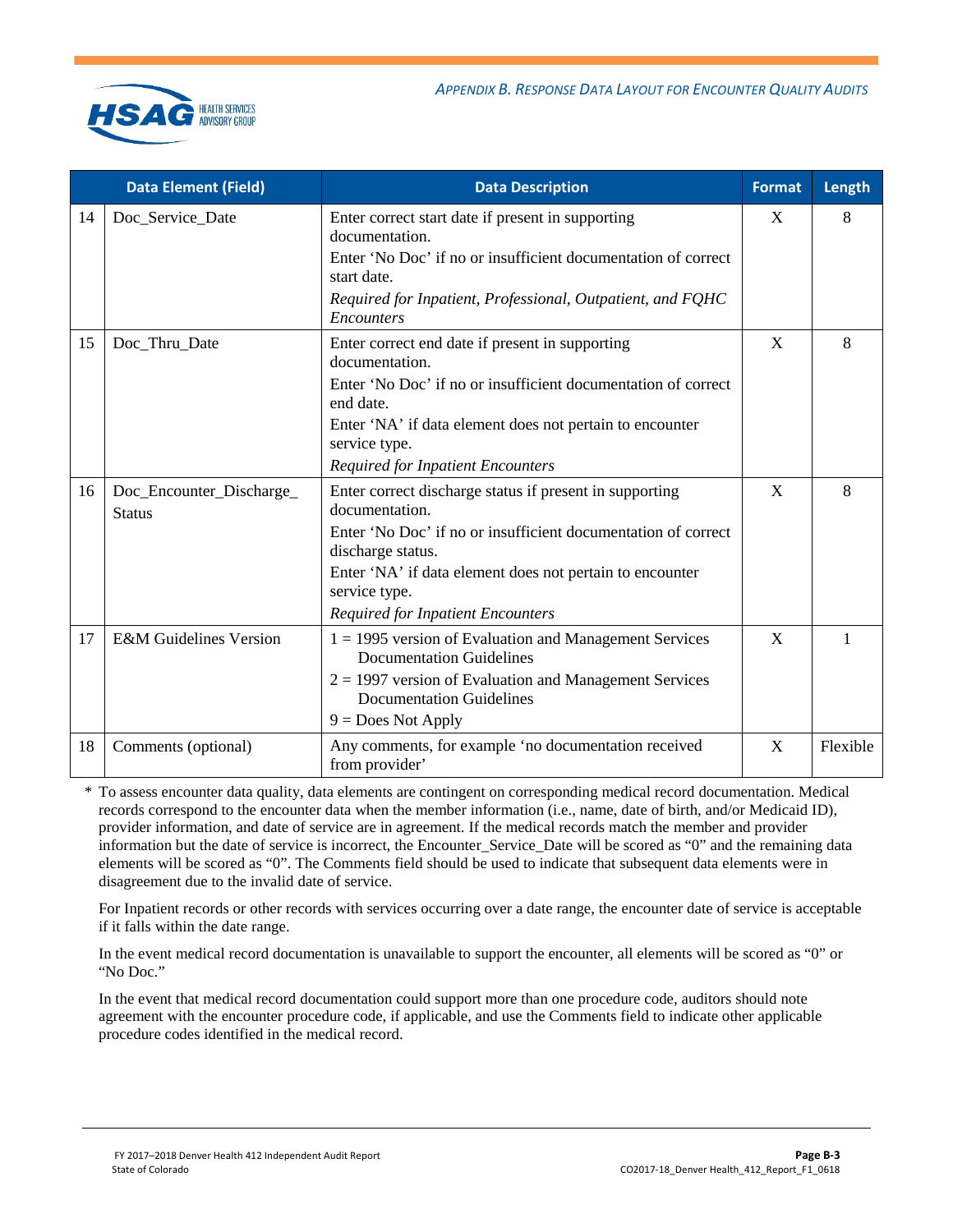| | Data Element (Field) | Data Description | Format | Length |
|---|---|---|---|---|
| 14 | Doc_Service_Date | Enter correct start date if present in supporting documentation.<br>Enter 'No Doc' if no or insufficient documentation of correct start date.<br>*Required for Inpatient, Professional, Outpatient, and FQHC Encounters* | X | 8 |
| 15 | Doc_Thru_Date | Enter correct end date if present in supporting documentation.<br>Enter 'No Doc' if no or insufficient documentation of correct end date.<br>Enter 'NA' if data element does not pertain to encounter service type.<br>*Required for Inpatient Encounters* | X | 8 |
| 16 | Doc_Encounter_Discharge_Status | Enter correct discharge status if present in supporting documentation.<br>Enter 'No Doc' if no or insufficient documentation of correct discharge status.<br>Enter 'NA' if data element does not pertain to encounter service type.<br>*Required for Inpatient Encounters* | X | 8 |
| 17 | E&M Guidelines Version | 1 = 1995 version of Evaluation and Management Services Documentation Guidelines<br>2 = 1997 version of Evaluation and Management Services Documentation Guidelines<br>9 = Does Not Apply | X | 1 |
| 18 | Comments (optional) | Any comments, for example 'no documentation received from provider' | X | Flexible |

\* To assess encounter data quality, data elements are contingent on corresponding medical record documentation. Medical records correspond to the encounter data when the member information (i.e., name, date of birth, and/or Medicaid ID), provider information, and date of service are in agreement. If the medical records match the member and provider information but the date of service is incorrect, the Encounter_Service_Date will be scored as "0" and the remaining data elements will be scored as "0". The Comments field should be used to indicate that subsequent data elements were in disagreement due to the invalid date of service.

For Inpatient records or other records with services occurring over a date range, the encounter date of service is acceptable if it falls within the date range.

In the event medical record documentation is unavailable to support the encounter, all elements will be scored as "0" or "No Doc."

In the event that medical record documentation could support more than one procedure code, auditors should note agreement with the encounter procedure code, if applicable, and use the Comments field to indicate other applicable procedure codes identified in the medical record.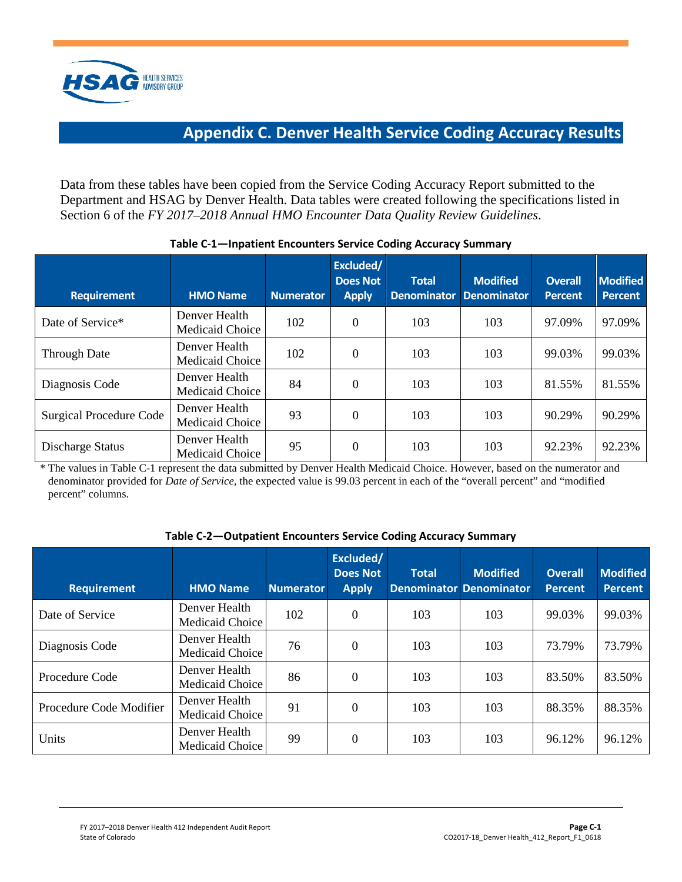# Appendix C. Denver Health Service Coding Accuracy Results

Data from these tables have been copied from the Service Coding Accuracy Report submitted to the Department and HSAG by Denver Health. Data tables were created following the specifications listed in Section 6 of the *FY 2017–2018 Annual HMO Encounter Data Quality Review Guidelines*.

**Table C-1—Inpatient Encounters Service Coding Accuracy Summary**

| Requirement | HMO Name | Numerator | Excluded/ Does Not Apply | Total Denominator | Modified Denominator | Overall Percent | Modified Percent |
|---|---|---|---|---|---|---|---|
| Date of Service* | Denver Health Medicaid Choice | 102 | 0 | 103 | 103 | 97.09% | 97.09% |
| Through Date | Denver Health Medicaid Choice | 102 | 0 | 103 | 103 | 99.03% | 99.03% |
| Diagnosis Code | Denver Health Medicaid Choice | 84 | 0 | 103 | 103 | 81.55% | 81.55% |
| Surgical Procedure Code | Denver Health Medicaid Choice | 93 | 0 | 103 | 103 | 90.29% | 90.29% |
| Discharge Status | Denver Health Medicaid Choice | 95 | 0 | 103 | 103 | 92.23% | 92.23% |

\* The values in Table C-1 represent the data submitted by Denver Health Medicaid Choice. However, based on the numerator and denominator provided for *Date of Service*, the expected value is 99.03 percent in each of the "overall percent" and "modified percent" columns.

**Table C-2—Outpatient Encounters Service Coding Accuracy Summary**

| Requirement | HMO Name | Numerator | Excluded/ Does Not Apply | Total Denominator | Modified Denominator | Overall Percent | Modified Percent |
|---|---|---|---|---|---|---|---|
| Date of Service | Denver Health Medicaid Choice | 102 | 0 | 103 | 103 | 99.03% | 99.03% |
| Diagnosis Code | Denver Health Medicaid Choice | 76 | 0 | 103 | 103 | 73.79% | 73.79% |
| Procedure Code | Denver Health Medicaid Choice | 86 | 0 | 103 | 103 | 83.50% | 83.50% |
| Procedure Code Modifier | Denver Health Medicaid Choice | 91 | 0 | 103 | 103 | 88.35% | 88.35% |
| Units | Denver Health Medicaid Choice | 99 | 0 | 103 | 103 | 96.12% | 96.12% |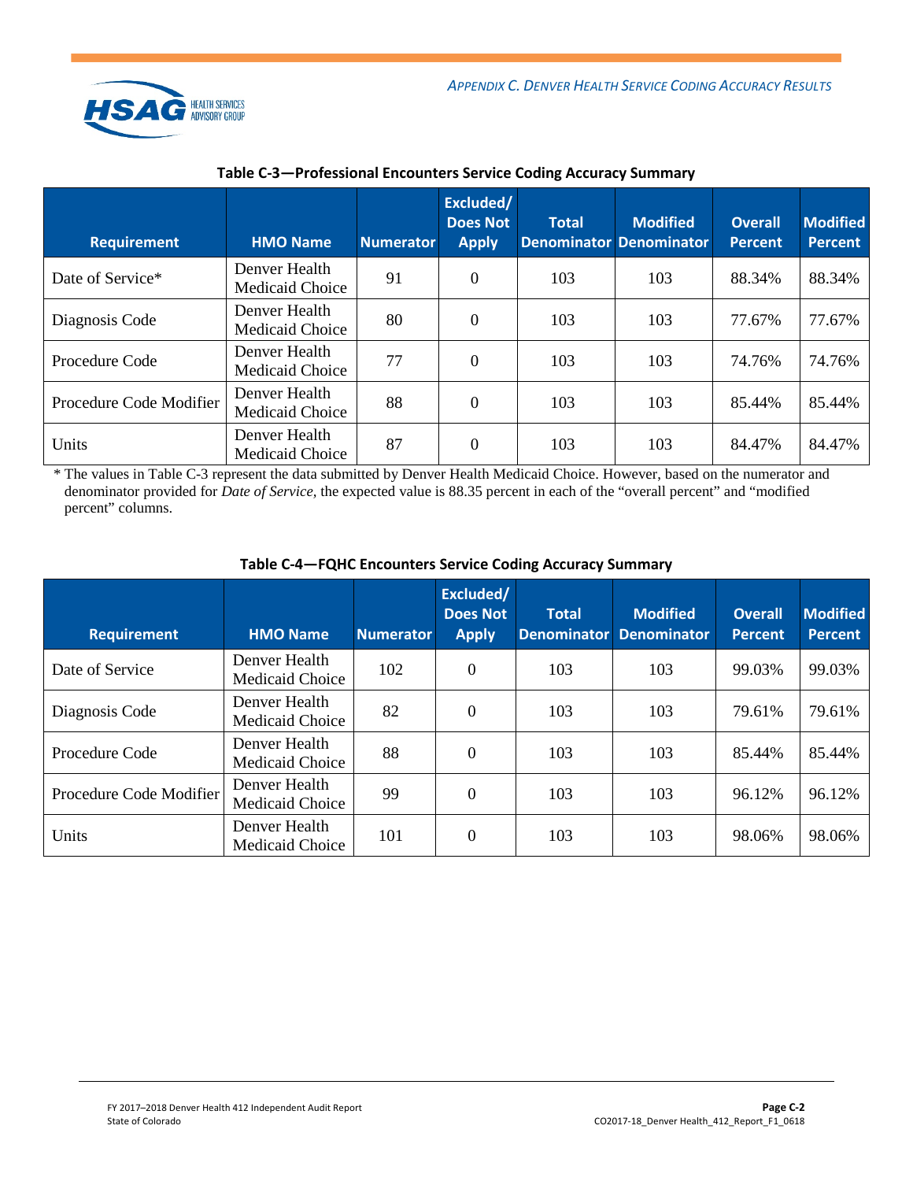**Table C-3—Professional Encounters Service Coding Accuracy Summary**

| Requirement | HMO Name | Numerator | Excluded/ Does Not Apply | Total Denominator | Modified Denominator | Overall Percent | Modified Percent |
|---|---|---|---|---|---|---|---|
| Date of Service* | Denver Health Medicaid Choice | 91 | 0 | 103 | 103 | 88.34% | 88.34% |
| Diagnosis Code | Denver Health Medicaid Choice | 80 | 0 | 103 | 103 | 77.67% | 77.67% |
| Procedure Code | Denver Health Medicaid Choice | 77 | 0 | 103 | 103 | 74.76% | 74.76% |
| Procedure Code Modifier | Denver Health Medicaid Choice | 88 | 0 | 103 | 103 | 85.44% | 85.44% |
| Units | Denver Health Medicaid Choice | 87 | 0 | 103 | 103 | 84.47% | 84.47% |

* The values in Table C-3 represent the data submitted by Denver Health Medicaid Choice. However, based on the numerator and denominator provided for *Date of Service*, the expected value is 88.35 percent in each of the "overall percent" and "modified percent" columns.

**Table C-4—FQHC Encounters Service Coding Accuracy Summary**

| Requirement | HMO Name | Numerator | Excluded/ Does Not Apply | Total Denominator | Modified Denominator | Overall Percent | Modified Percent |
|---|---|---|---|---|---|---|---|
| Date of Service | Denver Health Medicaid Choice | 102 | 0 | 103 | 103 | 99.03% | 99.03% |
| Diagnosis Code | Denver Health Medicaid Choice | 82 | 0 | 103 | 103 | 79.61% | 79.61% |
| Procedure Code | Denver Health Medicaid Choice | 88 | 0 | 103 | 103 | 85.44% | 85.44% |
| Procedure Code Modifier | Denver Health Medicaid Choice | 99 | 0 | 103 | 103 | 96.12% | 96.12% |
| Units | Denver Health Medicaid Choice | 101 | 0 | 103 | 103 | 98.06% | 98.06% |